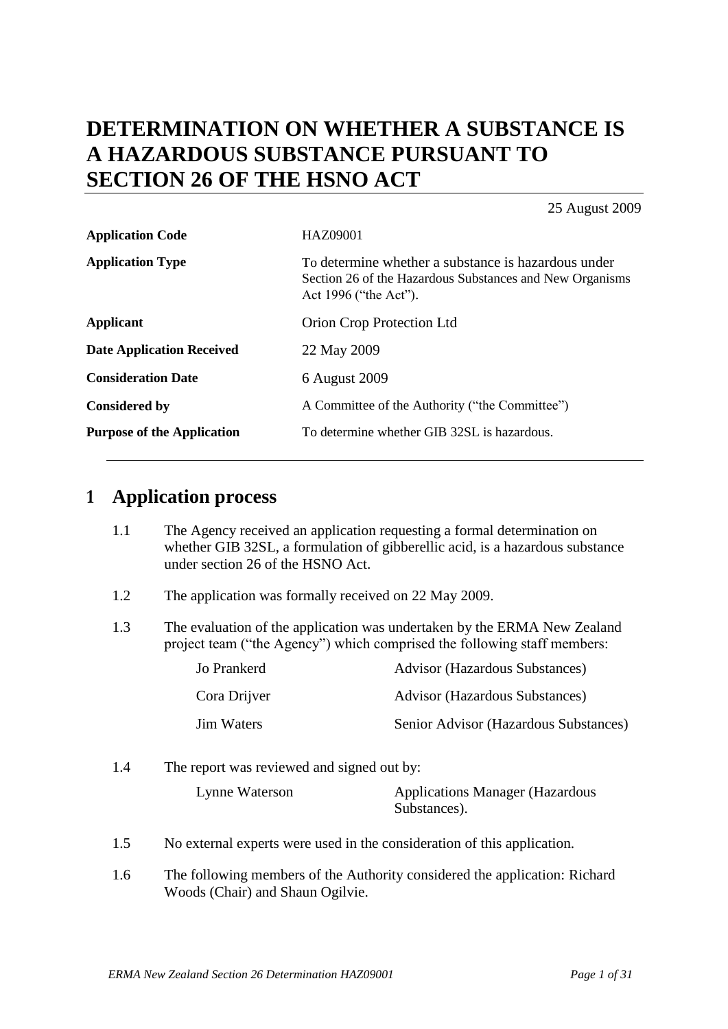# DETERMINATION ON WHETHER A SUBSTANCE IS A HAZARDOUS SUBSTANCE PURSUANT TO SECTION 26 OF THE HSNO ACT

25 August 2009

| | |
|---|---|
| **Application Code** | HAZ09001 |
| **Application Type** | To determine whether a substance is hazardous under Section 26 of the Hazardous Substances and New Organisms Act 1996 ("the Act"). |
| **Applicant** | Orion Crop Protection Ltd |
| **Date Application Received** | 22 May 2009 |
| **Consideration Date** | 6 August 2009 |
| **Considered by** | A Committee of the Authority ("the Committee") |
| **Purpose of the Application** | To determine whether GIB 32SL is hazardous. |

## 1 Application process

1.1 The Agency received an application requesting a formal determination on whether GIB 32SL, a formulation of gibberellic acid, is a hazardous substance under section 26 of the HSNO Act.

1.2 The application was formally received on 22 May 2009.

1.3 The evaluation of the application was undertaken by the ERMA New Zealand project team ("the Agency") which comprised the following staff members:

| | |
|---|---|
| Jo Prankerd | Advisor (Hazardous Substances) |
| Cora Drijver | Advisor (Hazardous Substances) |
| Jim Waters | Senior Advisor (Hazardous Substances) |

1.4 The report was reviewed and signed out by:

| | |
|---|---|
| Lynne Waterson | Applications Manager (Hazardous Substances). |

1.5 No external experts were used in the consideration of this application.

1.6 The following members of the Authority considered the application: Richard Woods (Chair) and Shaun Ogilvie.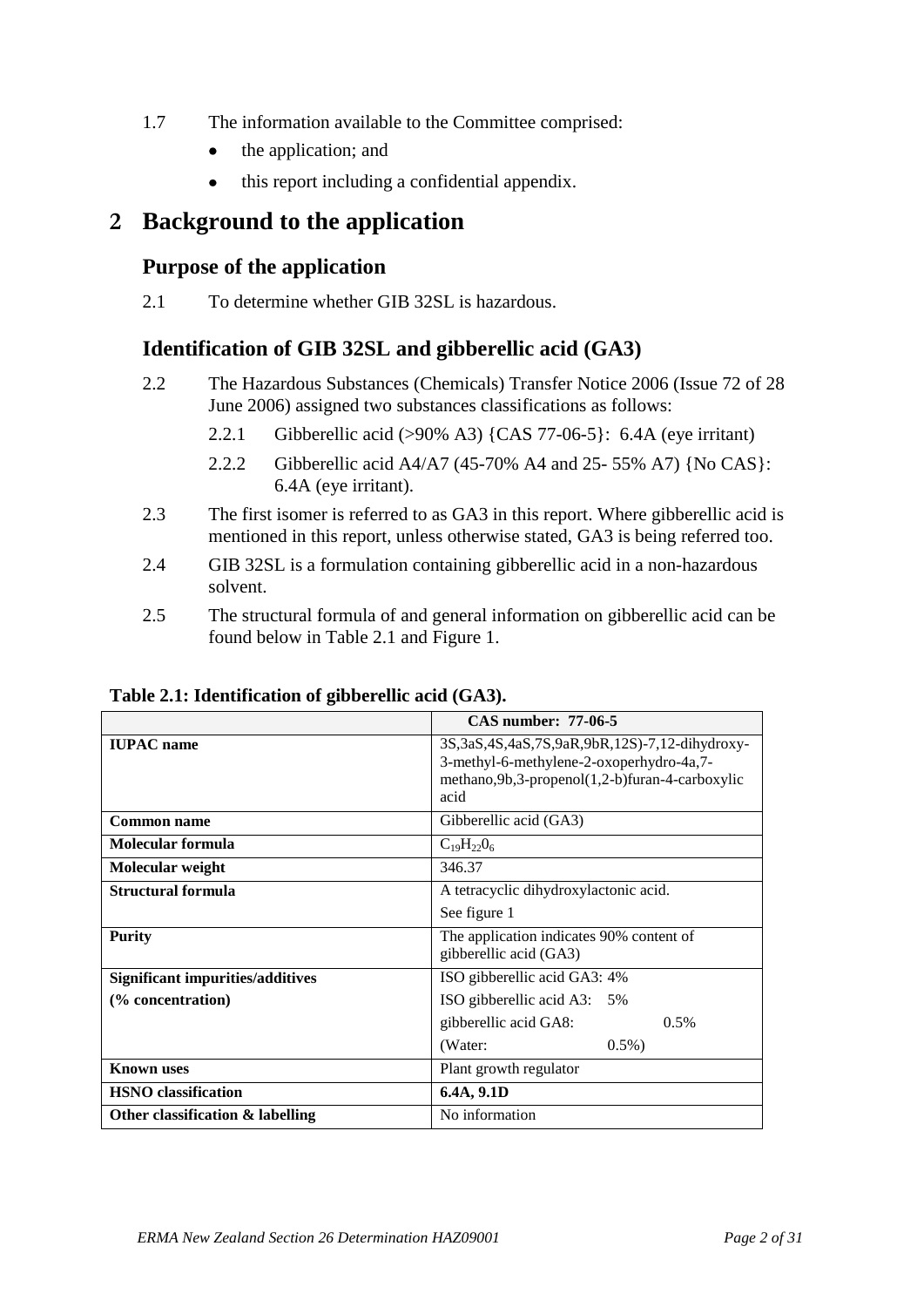1.7 The information available to the Committee comprised:

- the application; and
- this report including a confidential appendix.

# 2 Background to the application

## Purpose of the application

2.1 To determine whether GIB 32SL is hazardous.

## Identification of GIB 32SL and gibberellic acid (GA3)

2.2 The Hazardous Substances (Chemicals) Transfer Notice 2006 (Issue 72 of 28 June 2006) assigned two substances classifications as follows:

2.2.1 Gibberellic acid (>90% A3) {CAS 77-06-5}: 6.4A (eye irritant)

2.2.2 Gibberellic acid A4/A7 (45-70% A4 and 25- 55% A7) {No CAS}: 6.4A (eye irritant).

2.3 The first isomer is referred to as GA3 in this report. Where gibberellic acid is mentioned in this report, unless otherwise stated, GA3 is being referred too.

2.4 GIB 32SL is a formulation containing gibberellic acid in a non-hazardous solvent.

2.5 The structural formula of and general information on gibberellic acid can be found below in Table 2.1 and Figure 1.

**Table 2.1: Identification of gibberellic acid (GA3).**

| | **CAS number: 77-06-5** |
|---|---|
| **IUPAC name** | 3S,3aS,4S,4aS,7S,9aR,9bR,12S)-7,12-dihydroxy-3-methyl-6-methylene-2-oxoperhydro-4a,7-methano,9b,3-propenol(1,2-b)furan-4-carboxylic acid |
| **Common name** | Gibberellic acid (GA3) |
| **Molecular formula** | $C_{19}H_{22}0_6$ |
| **Molecular weight** | 346.37 |
| **Structural formula** | A tetracyclic dihydroxylactonic acid.<br>See figure 1 |
| **Purity** | The application indicates 90% content of gibberellic acid (GA3) |
| **Significant impurities/additives**<br>**(% concentration)** | ISO gibberellic acid GA3: 4%<br>ISO gibberellic acid A3: 5%<br>gibberellic acid GA8: 0.5%<br>(Water: 0.5%) |
| **Known uses** | Plant growth regulator |
| **HSNO classification** | **6.4A, 9.1D** |
| **Other classification & labelling** | No information |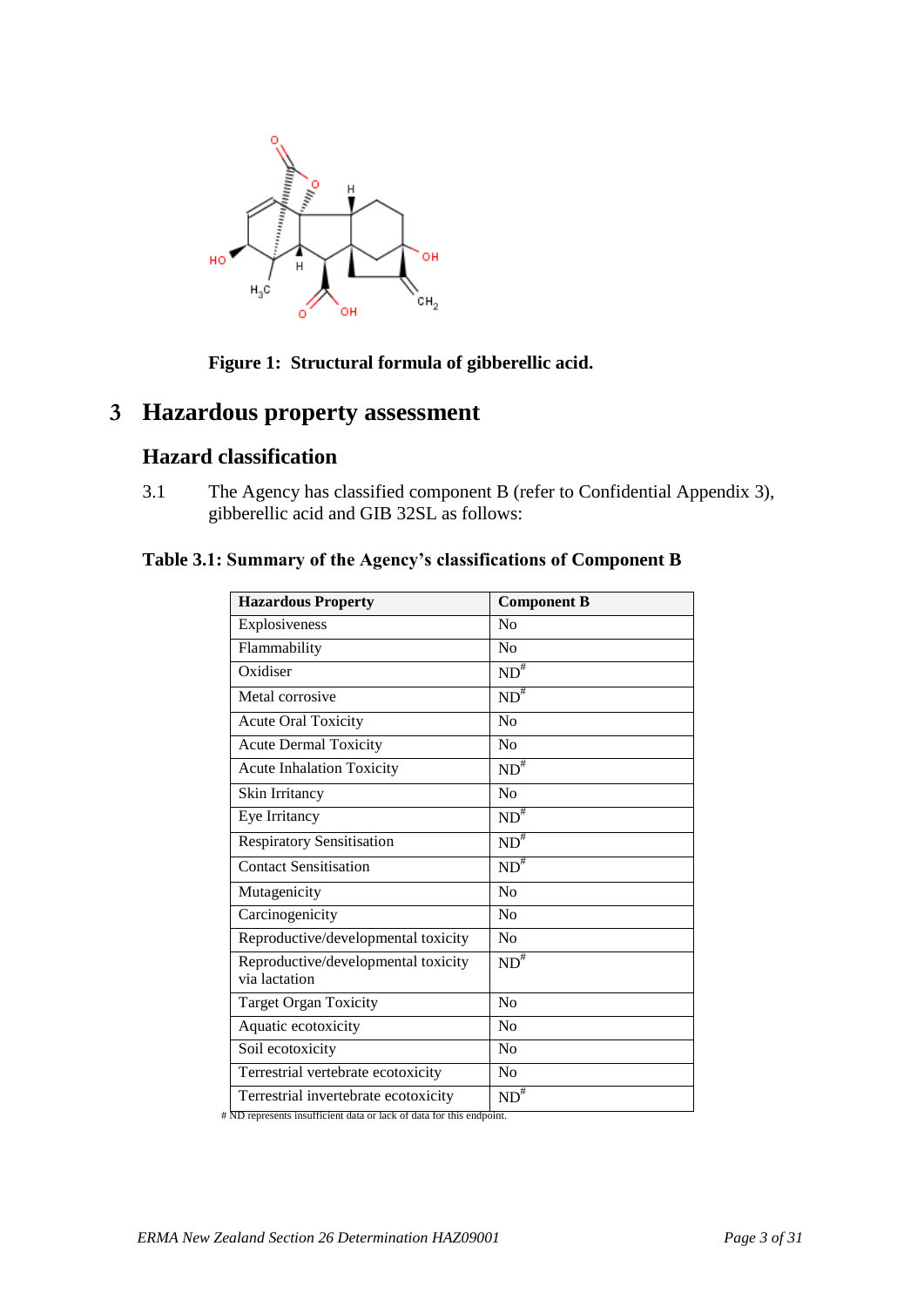**Figure 1: Structural formula of gibberellic acid.**

# 3 Hazardous property assessment

## Hazard classification

3.1 The Agency has classified component B (refer to Confidential Appendix 3), gibberellic acid and GIB 32SL as follows:

**Table 3.1: Summary of the Agency's classifications of Component B**

| Hazardous Property | Component B |
|---|---|
| Explosiveness | No |
| Flammability | No |
| Oxidiser | ND# |
| Metal corrosive | ND# |
| Acute Oral Toxicity | No |
| Acute Dermal Toxicity | No |
| Acute Inhalation Toxicity | ND# |
| Skin Irritancy | No |
| Eye Irritancy | ND# |
| Respiratory Sensitisation | ND# |
| Contact Sensitisation | ND# |
| Mutagenicity | No |
| Carcinogenicity | No |
| Reproductive/developmental toxicity | No |
| Reproductive/developmental toxicity via lactation | ND# |
| Target Organ Toxicity | No |
| Aquatic ecotoxicity | No |
| Soil ecotoxicity | No |
| Terrestrial vertebrate ecotoxicity | No |
| Terrestrial invertebrate ecotoxicity | ND# |

# ND represents insufficient data or lack of data for this endpoint.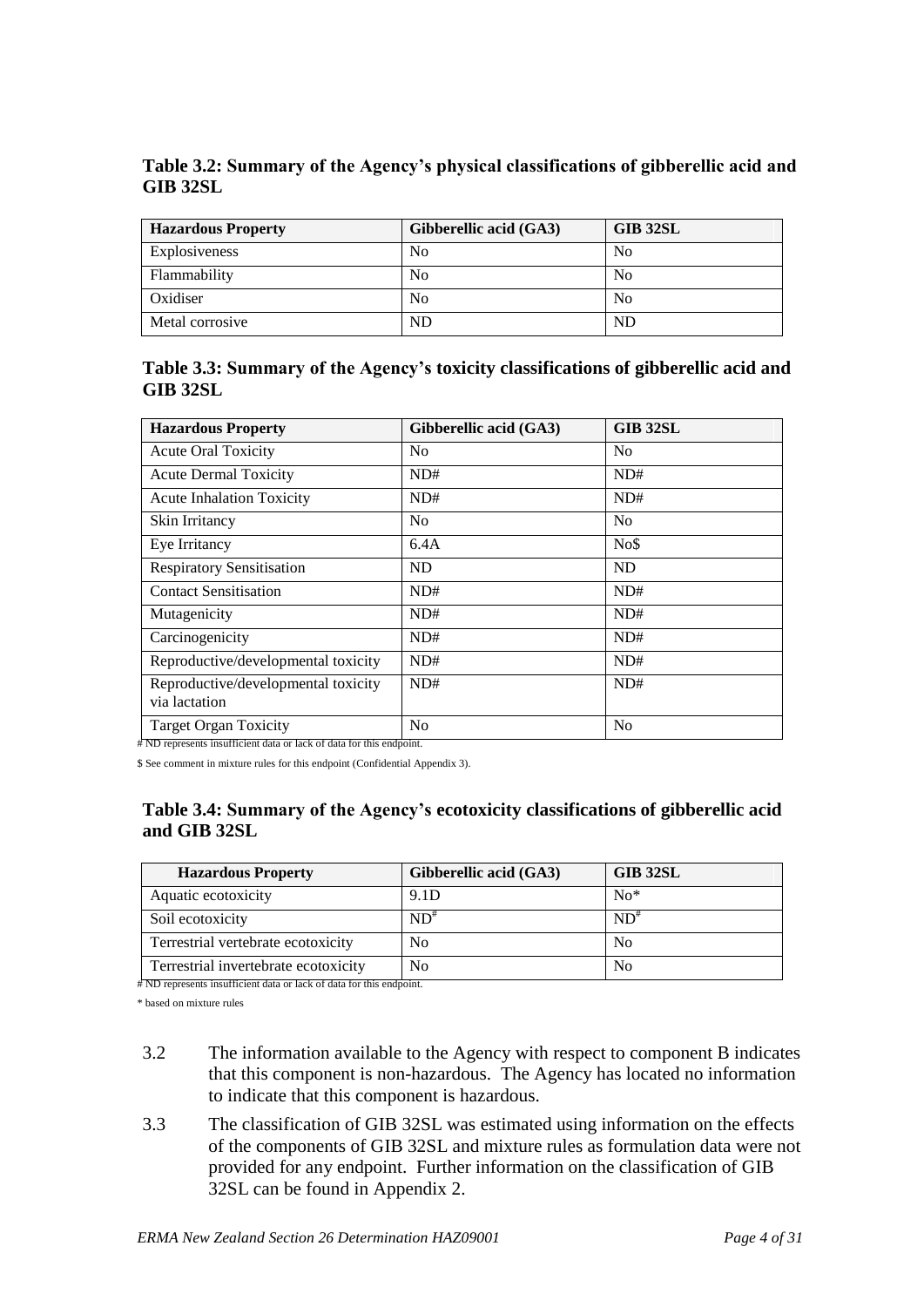**Table 3.2: Summary of the Agency's physical classifications of gibberellic acid and GIB 32SL**

| Hazardous Property | Gibberellic acid (GA3) | GIB 32SL |
|---|---|---|
| Explosiveness | No | No |
| Flammability | No | No |
| Oxidiser | No | No |
| Metal corrosive | ND | ND |

**Table 3.3: Summary of the Agency's toxicity classifications of gibberellic acid and GIB 32SL**

| Hazardous Property | Gibberellic acid (GA3) | GIB 32SL |
|---|---|---|
| Acute Oral Toxicity | No | No |
| Acute Dermal Toxicity | ND# | ND# |
| Acute Inhalation Toxicity | ND# | ND# |
| Skin Irritancy | No | No |
| Eye Irritancy | 6.4A | No$ |
| Respiratory Sensitisation | ND | ND |
| Contact Sensitisation | ND# | ND# |
| Mutagenicity | ND# | ND# |
| Carcinogenicity | ND# | ND# |
| Reproductive/developmental toxicity | ND# | ND# |
| Reproductive/developmental toxicity via lactation | ND# | ND# |
| Target Organ Toxicity | No | No |

# ND represents insufficient data or lack of data for this endpoint.

$ See comment in mixture rules for this endpoint (Confidential Appendix 3).

**Table 3.4: Summary of the Agency's ecotoxicity classifications of gibberellic acid and GIB 32SL**

| Hazardous Property | Gibberellic acid (GA3) | GIB 32SL |
|---|---|---|
| Aquatic ecotoxicity | 9.1D | No* |
| Soil ecotoxicity | ND# | ND# |
| Terrestrial vertebrate ecotoxicity | No | No |
| Terrestrial invertebrate ecotoxicity | No | No |

# ND represents insufficient data or lack of data for this endpoint.

* based on mixture rules

3.2 The information available to the Agency with respect to component B indicates that this component is non-hazardous. The Agency has located no information to indicate that this component is hazardous.

3.3 The classification of GIB 32SL was estimated using information on the effects of the components of GIB 32SL and mixture rules as formulation data were not provided for any endpoint. Further information on the classification of GIB 32SL can be found in Appendix 2.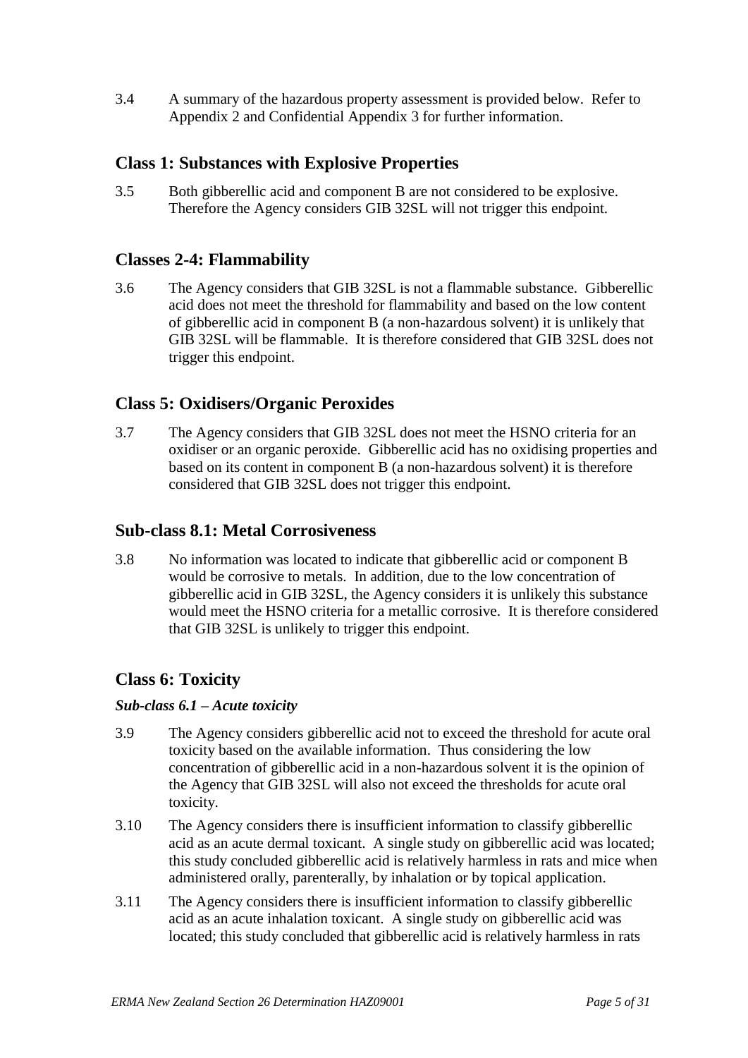3.4 A summary of the hazardous property assessment is provided below. Refer to Appendix 2 and Confidential Appendix 3 for further information.

## Class 1: Substances with Explosive Properties

3.5 Both gibberellic acid and component B are not considered to be explosive. Therefore the Agency considers GIB 32SL will not trigger this endpoint.

## Classes 2-4: Flammability

3.6 The Agency considers that GIB 32SL is not a flammable substance. Gibberellic acid does not meet the threshold for flammability and based on the low content of gibberellic acid in component B (a non-hazardous solvent) it is unlikely that GIB 32SL will be flammable. It is therefore considered that GIB 32SL does not trigger this endpoint.

## Class 5: Oxidisers/Organic Peroxides

3.7 The Agency considers that GIB 32SL does not meet the HSNO criteria for an oxidiser or an organic peroxide. Gibberellic acid has no oxidising properties and based on its content in component B (a non-hazardous solvent) it is therefore considered that GIB 32SL does not trigger this endpoint.

## Sub-class 8.1: Metal Corrosiveness

3.8 No information was located to indicate that gibberellic acid or component B would be corrosive to metals. In addition, due to the low concentration of gibberellic acid in GIB 32SL, the Agency considers it is unlikely this substance would meet the HSNO criteria for a metallic corrosive. It is therefore considered that GIB 32SL is unlikely to trigger this endpoint.

## Class 6: Toxicity

### *Sub-class 6.1 – Acute toxicity*

3.9 The Agency considers gibberellic acid not to exceed the threshold for acute oral toxicity based on the available information. Thus considering the low concentration of gibberellic acid in a non-hazardous solvent it is the opinion of the Agency that GIB 32SL will also not exceed the thresholds for acute oral toxicity.

3.10 The Agency considers there is insufficient information to classify gibberellic acid as an acute dermal toxicant. A single study on gibberellic acid was located; this study concluded gibberellic acid is relatively harmless in rats and mice when administered orally, parenterally, by inhalation or by topical application.

3.11 The Agency considers there is insufficient information to classify gibberellic acid as an acute inhalation toxicant. A single study on gibberellic acid was located; this study concluded that gibberellic acid is relatively harmless in rats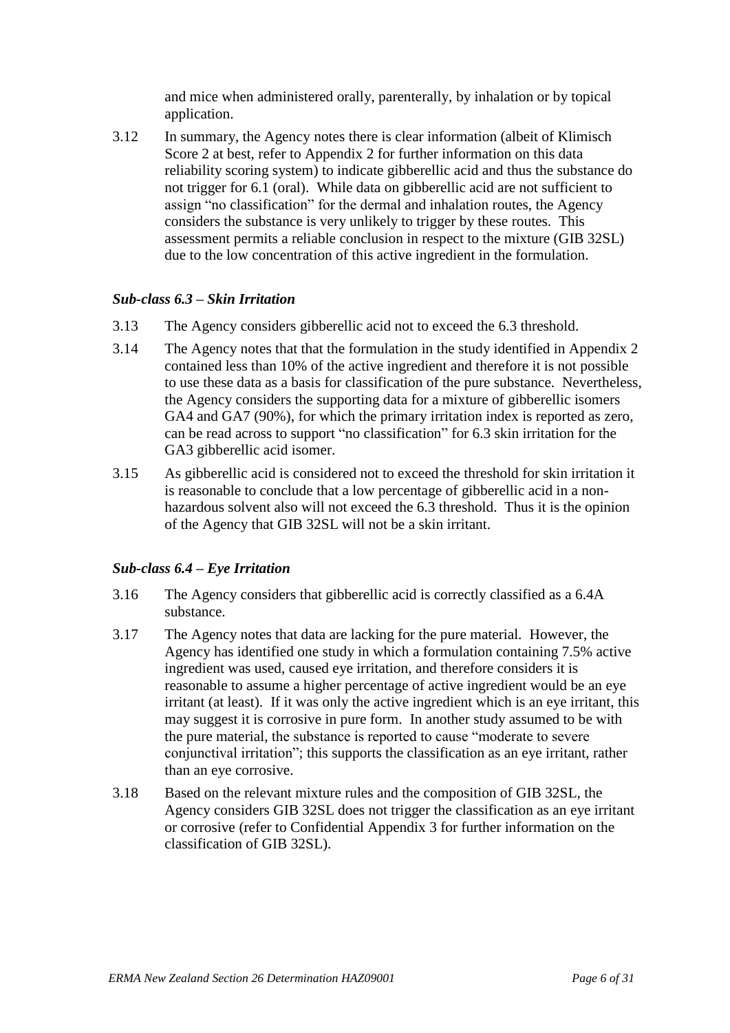and mice when administered orally, parenterally, by inhalation or by topical application.

3.12 In summary, the Agency notes there is clear information (albeit of Klimisch Score 2 at best, refer to Appendix 2 for further information on this data reliability scoring system) to indicate gibberellic acid and thus the substance do not trigger for 6.1 (oral). While data on gibberellic acid are not sufficient to assign "no classification" for the dermal and inhalation routes, the Agency considers the substance is very unlikely to trigger by these routes. This assessment permits a reliable conclusion in respect to the mixture (GIB 32SL) due to the low concentration of this active ingredient in the formulation.

### *Sub-class 6.3 – Skin Irritation*

3.13 The Agency considers gibberellic acid not to exceed the 6.3 threshold.

3.14 The Agency notes that that the formulation in the study identified in Appendix 2 contained less than 10% of the active ingredient and therefore it is not possible to use these data as a basis for classification of the pure substance. Nevertheless, the Agency considers the supporting data for a mixture of gibberellic isomers GA4 and GA7 (90%), for which the primary irritation index is reported as zero, can be read across to support "no classification" for 6.3 skin irritation for the GA3 gibberellic acid isomer.

3.15 As gibberellic acid is considered not to exceed the threshold for skin irritation it is reasonable to conclude that a low percentage of gibberellic acid in a non-hazardous solvent also will not exceed the 6.3 threshold. Thus it is the opinion of the Agency that GIB 32SL will not be a skin irritant.

### *Sub-class 6.4 – Eye Irritation*

3.16 The Agency considers that gibberellic acid is correctly classified as a 6.4A substance.

3.17 The Agency notes that data are lacking for the pure material. However, the Agency has identified one study in which a formulation containing 7.5% active ingredient was used, caused eye irritation, and therefore considers it is reasonable to assume a higher percentage of active ingredient would be an eye irritant (at least). If it was only the active ingredient which is an eye irritant, this may suggest it is corrosive in pure form. In another study assumed to be with the pure material, the substance is reported to cause "moderate to severe conjunctival irritation"; this supports the classification as an eye irritant, rather than an eye corrosive.

3.18 Based on the relevant mixture rules and the composition of GIB 32SL, the Agency considers GIB 32SL does not trigger the classification as an eye irritant or corrosive (refer to Confidential Appendix 3 for further information on the classification of GIB 32SL).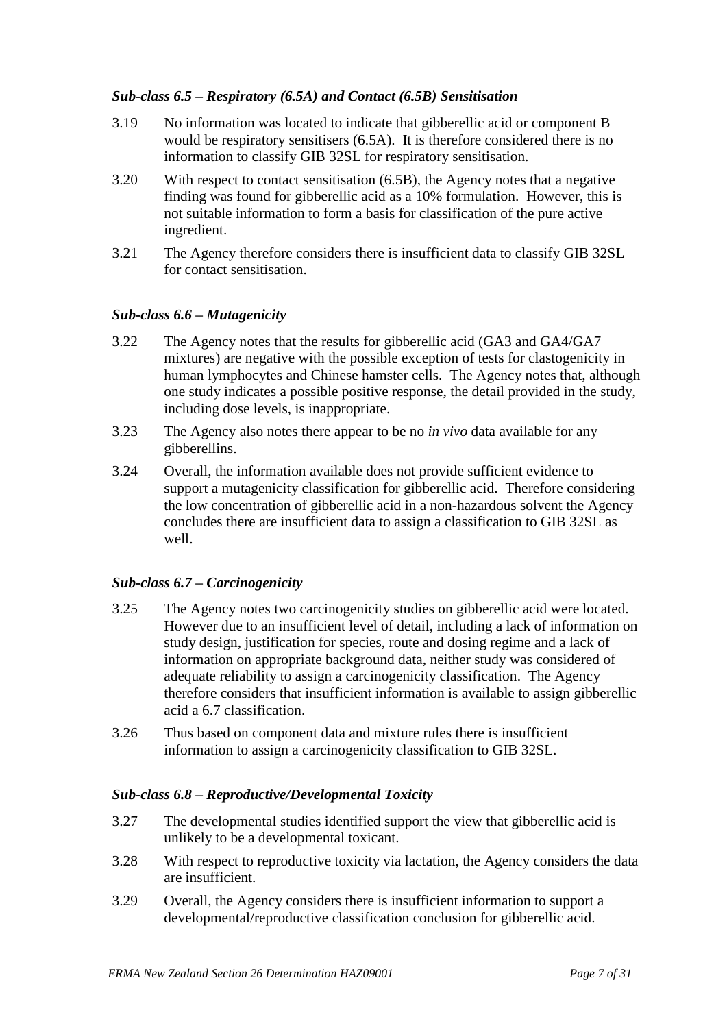### *Sub-class 6.5 – Respiratory (6.5A) and Contact (6.5B) Sensitisation*

3.19 No information was located to indicate that gibberellic acid or component B would be respiratory sensitisers (6.5A). It is therefore considered there is no information to classify GIB 32SL for respiratory sensitisation.

3.20 With respect to contact sensitisation (6.5B), the Agency notes that a negative finding was found for gibberellic acid as a 10% formulation. However, this is not suitable information to form a basis for classification of the pure active ingredient.

3.21 The Agency therefore considers there is insufficient data to classify GIB 32SL for contact sensitisation.

### *Sub-class 6.6 – Mutagenicity*

3.22 The Agency notes that the results for gibberellic acid (GA3 and GA4/GA7 mixtures) are negative with the possible exception of tests for clastogenicity in human lymphocytes and Chinese hamster cells. The Agency notes that, although one study indicates a possible positive response, the detail provided in the study, including dose levels, is inappropriate.

3.23 The Agency also notes there appear to be no *in vivo* data available for any gibberellins.

3.24 Overall, the information available does not provide sufficient evidence to support a mutagenicity classification for gibberellic acid. Therefore considering the low concentration of gibberellic acid in a non-hazardous solvent the Agency concludes there are insufficient data to assign a classification to GIB 32SL as well.

### *Sub-class 6.7 – Carcinogenicity*

3.25 The Agency notes two carcinogenicity studies on gibberellic acid were located. However due to an insufficient level of detail, including a lack of information on study design, justification for species, route and dosing regime and a lack of information on appropriate background data, neither study was considered of adequate reliability to assign a carcinogenicity classification. The Agency therefore considers that insufficient information is available to assign gibberellic acid a 6.7 classification.

3.26 Thus based on component data and mixture rules there is insufficient information to assign a carcinogenicity classification to GIB 32SL.

### *Sub-class 6.8 – Reproductive/Developmental Toxicity*

3.27 The developmental studies identified support the view that gibberellic acid is unlikely to be a developmental toxicant.

3.28 With respect to reproductive toxicity via lactation, the Agency considers the data are insufficient.

3.29 Overall, the Agency considers there is insufficient information to support a developmental/reproductive classification conclusion for gibberellic acid.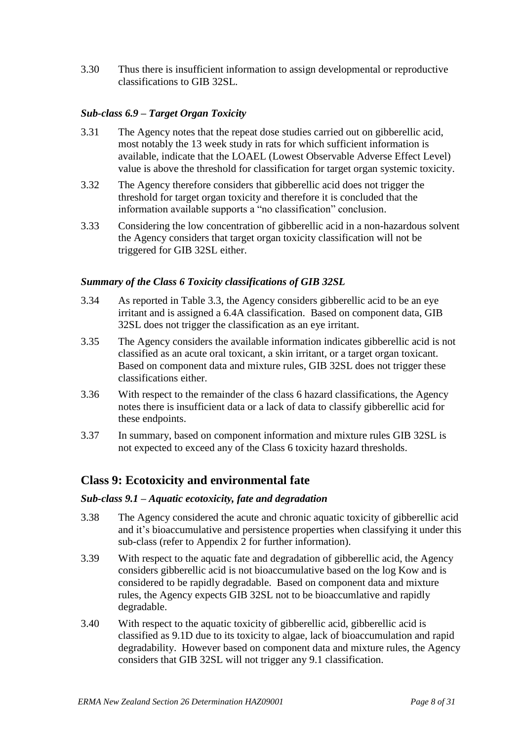3.30 Thus there is insufficient information to assign developmental or reproductive classifications to GIB 32SL.

### *Sub-class 6.9 – Target Organ Toxicity*

3.31 The Agency notes that the repeat dose studies carried out on gibberellic acid, most notably the 13 week study in rats for which sufficient information is available, indicate that the LOAEL (Lowest Observable Adverse Effect Level) value is above the threshold for classification for target organ systemic toxicity.

3.32 The Agency therefore considers that gibberellic acid does not trigger the threshold for target organ toxicity and therefore it is concluded that the information available supports a "no classification" conclusion.

3.33 Considering the low concentration of gibberellic acid in a non-hazardous solvent the Agency considers that target organ toxicity classification will not be triggered for GIB 32SL either.

### *Summary of the Class 6 Toxicity classifications of GIB 32SL*

3.34 As reported in Table 3.3, the Agency considers gibberellic acid to be an eye irritant and is assigned a 6.4A classification. Based on component data, GIB 32SL does not trigger the classification as an eye irritant.

3.35 The Agency considers the available information indicates gibberellic acid is not classified as an acute oral toxicant, a skin irritant, or a target organ toxicant. Based on component data and mixture rules, GIB 32SL does not trigger these classifications either.

3.36 With respect to the remainder of the class 6 hazard classifications, the Agency notes there is insufficient data or a lack of data to classify gibberellic acid for these endpoints.

3.37 In summary, based on component information and mixture rules GIB 32SL is not expected to exceed any of the Class 6 toxicity hazard thresholds.

## Class 9: Ecotoxicity and environmental fate

### *Sub-class 9.1 – Aquatic ecotoxicity, fate and degradation*

3.38 The Agency considered the acute and chronic aquatic toxicity of gibberellic acid and it's bioaccumulative and persistence properties when classifying it under this sub-class (refer to Appendix 2 for further information).

3.39 With respect to the aquatic fate and degradation of gibberellic acid, the Agency considers gibberellic acid is not bioaccumulative based on the log Kow and is considered to be rapidly degradable. Based on component data and mixture rules, the Agency expects GIB 32SL not to be bioaccumlative and rapidly degradable.

3.40 With respect to the aquatic toxicity of gibberellic acid, gibberellic acid is classified as 9.1D due to its toxicity to algae, lack of bioaccumulation and rapid degradability. However based on component data and mixture rules, the Agency considers that GIB 32SL will not trigger any 9.1 classification.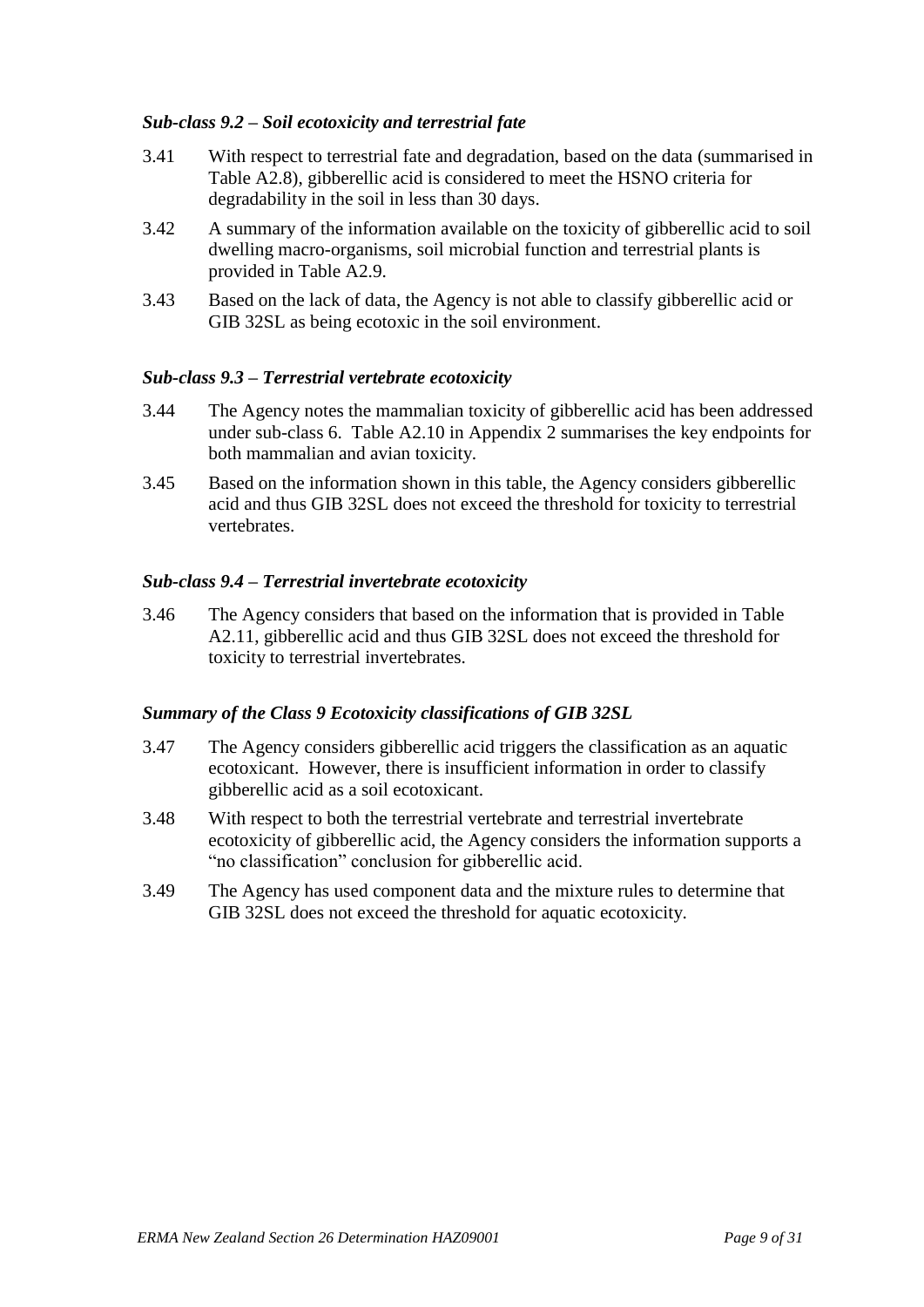*Sub-class 9.2 – Soil ecotoxicity and terrestrial fate*

3.41 With respect to terrestrial fate and degradation, based on the data (summarised in Table A2.8), gibberellic acid is considered to meet the HSNO criteria for degradability in the soil in less than 30 days.

3.42 A summary of the information available on the toxicity of gibberellic acid to soil dwelling macro-organisms, soil microbial function and terrestrial plants is provided in Table A2.9.

3.43 Based on the lack of data, the Agency is not able to classify gibberellic acid or GIB 32SL as being ecotoxic in the soil environment.

*Sub-class 9.3 – Terrestrial vertebrate ecotoxicity*

3.44 The Agency notes the mammalian toxicity of gibberellic acid has been addressed under sub-class 6. Table A2.10 in Appendix 2 summarises the key endpoints for both mammalian and avian toxicity.

3.45 Based on the information shown in this table, the Agency considers gibberellic acid and thus GIB 32SL does not exceed the threshold for toxicity to terrestrial vertebrates.

*Sub-class 9.4 – Terrestrial invertebrate ecotoxicity*

3.46 The Agency considers that based on the information that is provided in Table A2.11, gibberellic acid and thus GIB 32SL does not exceed the threshold for toxicity to terrestrial invertebrates.

***Summary of the Class 9 Ecotoxicity classifications of GIB 32SL***

3.47 The Agency considers gibberellic acid triggers the classification as an aquatic ecotoxicant. However, there is insufficient information in order to classify gibberellic acid as a soil ecotoxicant.

3.48 With respect to both the terrestrial vertebrate and terrestrial invertebrate ecotoxicity of gibberellic acid, the Agency considers the information supports a "no classification" conclusion for gibberellic acid.

3.49 The Agency has used component data and the mixture rules to determine that GIB 32SL does not exceed the threshold for aquatic ecotoxicity.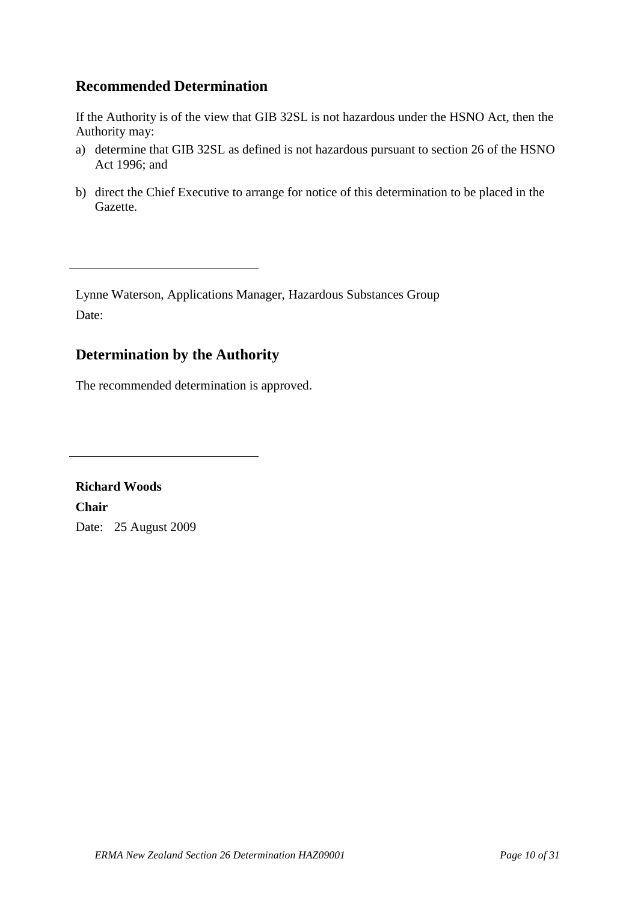## Recommended Determination

If the Authority is of the view that GIB 32SL is not hazardous under the HSNO Act, then the Authority may:

a) determine that GIB 32SL as defined is not hazardous pursuant to section 26 of the HSNO Act 1996; and

b) direct the Chief Executive to arrange for notice of this determination to be placed in the Gazette.

______________________________

Lynne Waterson, Applications Manager, Hazardous Substances Group

Date:

## Determination by the Authority

The recommended determination is approved.

______________________________

**Richard Woods**

**Chair**

Date: 25 August 2009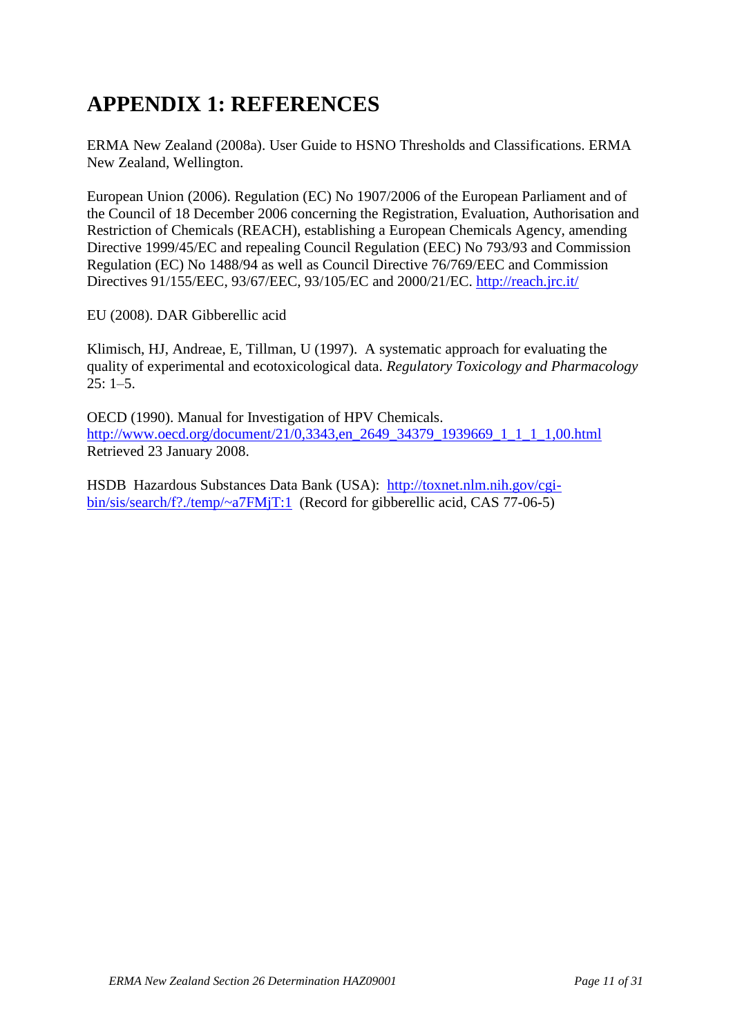# APPENDIX 1: REFERENCES

ERMA New Zealand (2008a). User Guide to HSNO Thresholds and Classifications. ERMA New Zealand, Wellington.

European Union (2006). Regulation (EC) No 1907/2006 of the European Parliament and of the Council of 18 December 2006 concerning the Registration, Evaluation, Authorisation and Restriction of Chemicals (REACH), establishing a European Chemicals Agency, amending Directive 1999/45/EC and repealing Council Regulation (EEC) No 793/93 and Commission Regulation (EC) No 1488/94 as well as Council Directive 76/769/EEC and Commission Directives 91/155/EEC, 93/67/EEC, 93/105/EC and 2000/21/EC. http://reach.jrc.it/

EU (2008). DAR Gibberellic acid

Klimisch, HJ, Andreae, E, Tillman, U (1997). A systematic approach for evaluating the quality of experimental and ecotoxicological data. *Regulatory Toxicology and Pharmacology* 25: 1–5.

OECD (1990). Manual for Investigation of HPV Chemicals. http://www.oecd.org/document/21/0,3343,en_2649_34379_1939669_1_1_1_1,00.html Retrieved 23 January 2008.

HSDB Hazardous Substances Data Bank (USA): http://toxnet.nlm.nih.gov/cgi-bin/sis/search/f?./temp/~a7FMjT:1 (Record for gibberellic acid, CAS 77-06-5)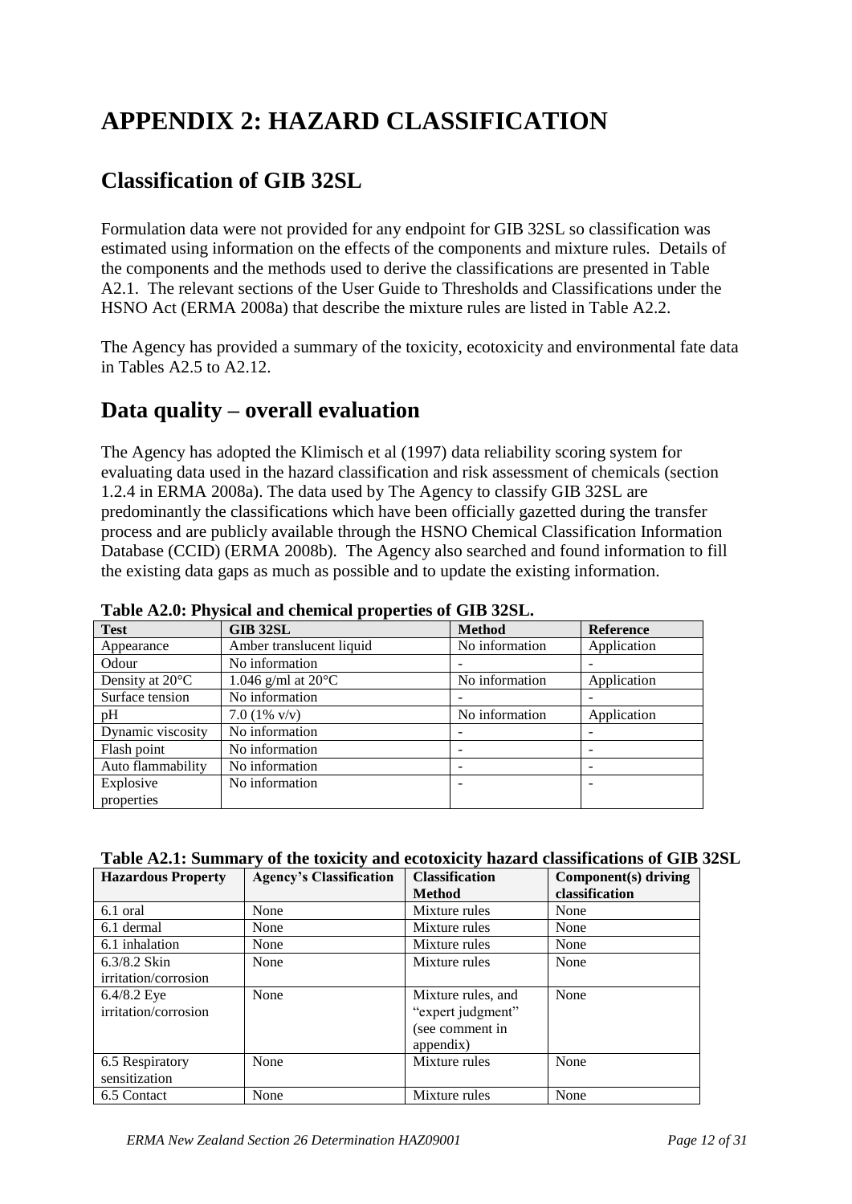# APPENDIX 2: HAZARD CLASSIFICATION

## Classification of GIB 32SL

Formulation data were not provided for any endpoint for GIB 32SL so classification was estimated using information on the effects of the components and mixture rules. Details of the components and the methods used to derive the classifications are presented in Table A2.1. The relevant sections of the User Guide to Thresholds and Classifications under the HSNO Act (ERMA 2008a) that describe the mixture rules are listed in Table A2.2.

The Agency has provided a summary of the toxicity, ecotoxicity and environmental fate data in Tables A2.5 to A2.12.

## Data quality – overall evaluation

The Agency has adopted the Klimisch et al (1997) data reliability scoring system for evaluating data used in the hazard classification and risk assessment of chemicals (section 1.2.4 in ERMA 2008a). The data used by The Agency to classify GIB 32SL are predominantly the classifications which have been officially gazetted during the transfer process and are publicly available through the HSNO Chemical Classification Information Database (CCID) (ERMA 2008b). The Agency also searched and found information to fill the existing data gaps as much as possible and to update the existing information.

**Table A2.0: Physical and chemical properties of GIB 32SL.**

| Test | GIB 32SL | Method | Reference |
|---|---|---|---|
| Appearance | Amber translucent liquid | No information | Application |
| Odour | No information | - | - |
| Density at 20°C | 1.046 g/ml at 20°C | No information | Application |
| Surface tension | No information | - | - |
| pH | 7.0 (1% v/v) | No information | Application |
| Dynamic viscosity | No information | - | - |
| Flash point | No information | - | - |
| Auto flammability | No information | - | - |
| Explosive properties | No information | - | - |

**Table A2.1: Summary of the toxicity and ecotoxicity hazard classifications of GIB 32SL**

| Hazardous Property | Agency's Classification | Classification Method | Component(s) driving classification |
|---|---|---|---|
| 6.1 oral | None | Mixture rules | None |
| 6.1 dermal | None | Mixture rules | None |
| 6.1 inhalation | None | Mixture rules | None |
| 6.3/8.2 Skin irritation/corrosion | None | Mixture rules | None |
| 6.4/8.2 Eye irritation/corrosion | None | Mixture rules, and "expert judgment" (see comment in appendix) | None |
| 6.5 Respiratory sensitization | None | Mixture rules | None |
| 6.5 Contact | None | Mixture rules | None |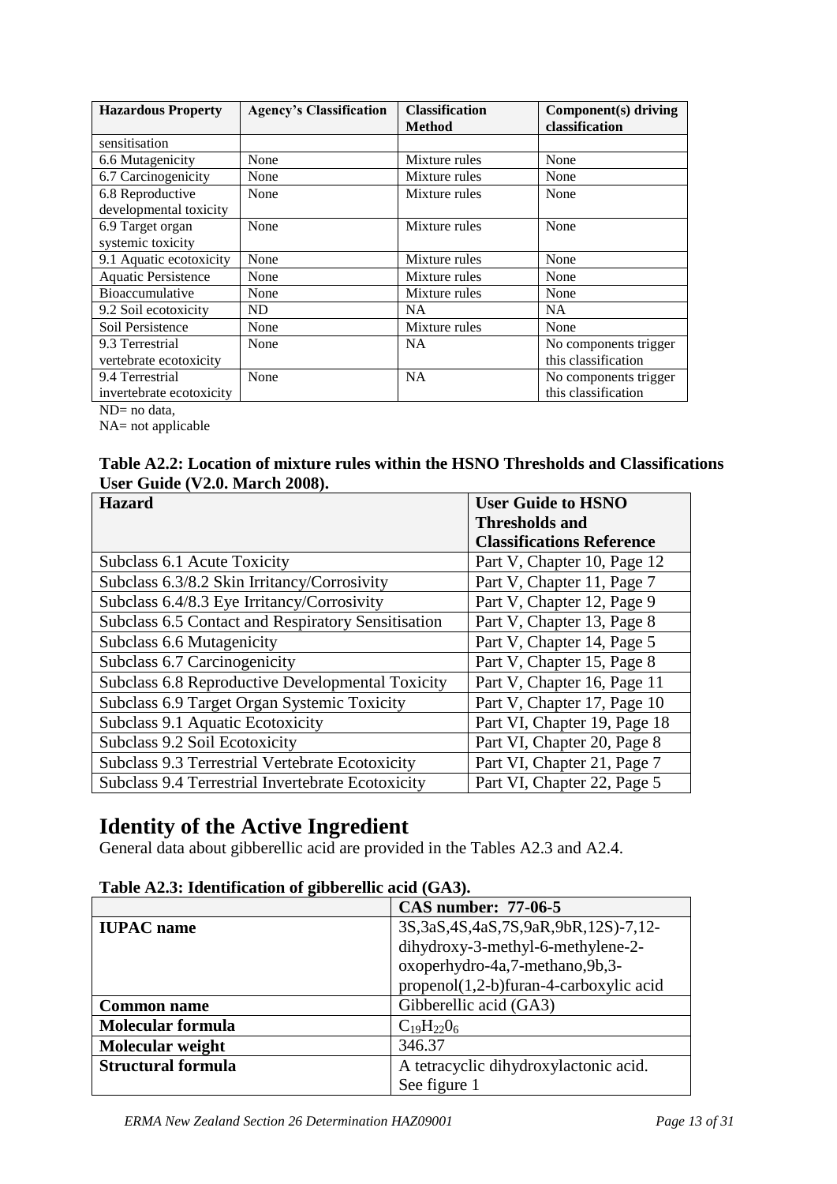| Hazardous Property | Agency's Classification | Classification Method | Component(s) driving classification |
| --- | --- | --- | --- |
| sensitisation | | | |
| 6.6 Mutagenicity | None | Mixture rules | None |
| 6.7 Carcinogenicity | None | Mixture rules | None |
| 6.8 Reproductive developmental toxicity | None | Mixture rules | None |
| 6.9 Target organ systemic toxicity | None | Mixture rules | None |
| 9.1 Aquatic ecotoxicity | None | Mixture rules | None |
| Aquatic Persistence | None | Mixture rules | None |
| Bioaccumulative | None | Mixture rules | None |
| 9.2 Soil ecotoxicity | ND | NA | NA |
| Soil Persistence | None | Mixture rules | None |
| 9.3 Terrestrial vertebrate ecotoxicity | None | NA | No components trigger this classification |
| 9.4 Terrestrial invertebrate ecotoxicity | None | NA | No components trigger this classification |

ND= no data,
NA= not applicable

**Table A2.2: Location of mixture rules within the HSNO Thresholds and Classifications User Guide (V2.0. March 2008).**

| Hazard | User Guide to HSNO Thresholds and Classifications Reference |
| --- | --- |
| Subclass 6.1 Acute Toxicity | Part V, Chapter 10, Page 12 |
| Subclass 6.3/8.2 Skin Irritancy/Corrosivity | Part V, Chapter 11, Page 7 |
| Subclass 6.4/8.3 Eye Irritancy/Corrosivity | Part V, Chapter 12, Page 9 |
| Subclass 6.5 Contact and Respiratory Sensitisation | Part V, Chapter 13, Page 8 |
| Subclass 6.6 Mutagenicity | Part V, Chapter 14, Page 5 |
| Subclass 6.7 Carcinogenicity | Part V, Chapter 15, Page 8 |
| Subclass 6.8 Reproductive Developmental Toxicity | Part V, Chapter 16, Page 11 |
| Subclass 6.9 Target Organ Systemic Toxicity | Part V, Chapter 17, Page 10 |
| Subclass 9.1 Aquatic Ecotoxicity | Part VI, Chapter 19, Page 18 |
| Subclass 9.2 Soil Ecotoxicity | Part VI, Chapter 20, Page 8 |
| Subclass 9.3 Terrestrial Vertebrate Ecotoxicity | Part VI, Chapter 21, Page 7 |
| Subclass 9.4 Terrestrial Invertebrate Ecotoxicity | Part VI, Chapter 22, Page 5 |

# Identity of the Active Ingredient

General data about gibberellic acid are provided in the Tables A2.3 and A2.4.

**Table A2.3: Identification of gibberellic acid (GA3).**

| | CAS number: 77-06-5 |
| --- | --- |
| **IUPAC name** | 3S,3aS,4S,4aS,7S,9aR,9bR,12S)-7,12-dihydroxy-3-methyl-6-methylene-2-oxoperhydro-4a,7-methano,9b,3-propenol(1,2-b)furan-4-carboxylic acid |
| **Common name** | Gibberellic acid (GA3) |
| **Molecular formula** | $C_{19}H_{22}0_6$ |
| **Molecular weight** | 346.37 |
| **Structural formula** | A tetracyclic dihydroxylactonic acid. See figure 1 |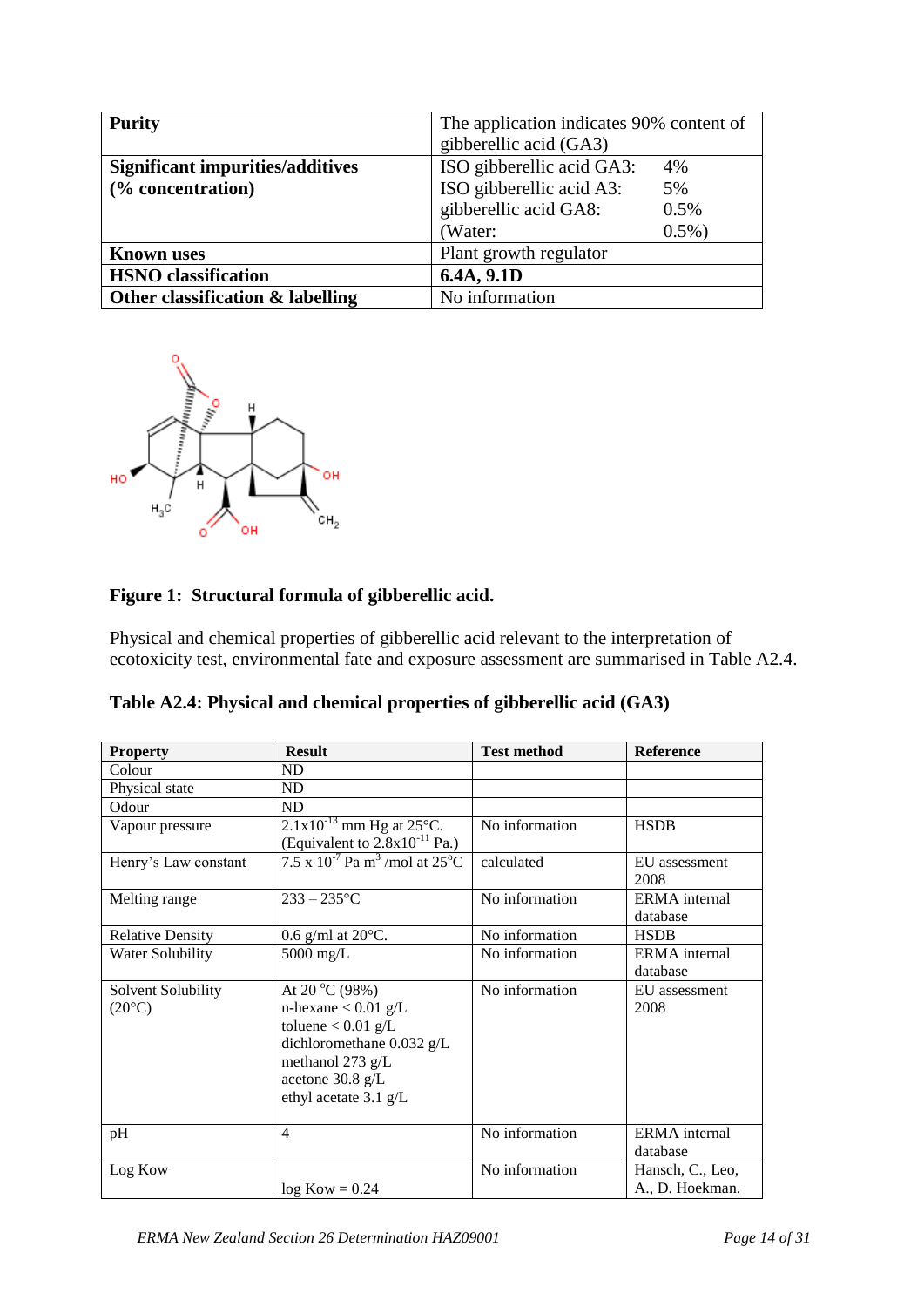| | |
|---|---|
| **Purity** | The application indicates 90% content of gibberellic acid (GA3) |
| **Significant impurities/additives (% concentration)** | ISO gibberellic acid GA3: 4%<br>ISO gibberellic acid A3: 5%<br>gibberellic acid GA8: 0.5%<br>(Water: 0.5%) |
| **Known uses** | Plant growth regulator |
| **HSNO classification** | **6.4A, 9.1D** |
| **Other classification & labelling** | No information |

**Figure 1: Structural formula of gibberellic acid.**

Physical and chemical properties of gibberellic acid relevant to the interpretation of ecotoxicity test, environmental fate and exposure assessment are summarised in Table A2.4.

**Table A2.4: Physical and chemical properties of gibberellic acid (GA3)**

| Property | Result | Test method | Reference |
|---|---|---|---|
| Colour | ND | | |
| Physical state | ND | | |
| Odour | ND | | |
| Vapour pressure | $2.1 \times 10^{-13}$ mm Hg at 25°C. (Equivalent to $2.8 \times 10^{-11}$ Pa.) | No information | HSDB |
| Henry's Law constant | $7.5 \times 10^{-7}$ Pa $m^3$ /mol at 25°C | calculated | EU assessment 2008 |
| Melting range | 233 – 235°C | No information | ERMA internal database |
| Relative Density | 0.6 g/ml at 20°C. | No information | HSDB |
| Water Solubility | 5000 mg/L | No information | ERMA internal database |
| Solvent Solubility (20°C) | At 20 °C (98%)<br>n-hexane < 0.01 g/L<br>toluene < 0.01 g/L<br>dichloromethane 0.032 g/L<br>methanol 273 g/L<br>acetone 30.8 g/L<br>ethyl acetate 3.1 g/L | No information | EU assessment 2008 |
| pH | 4 | No information | ERMA internal database |
| Log Kow | log Kow = 0.24 | No information | Hansch, C., Leo, A., D. Hoekman. |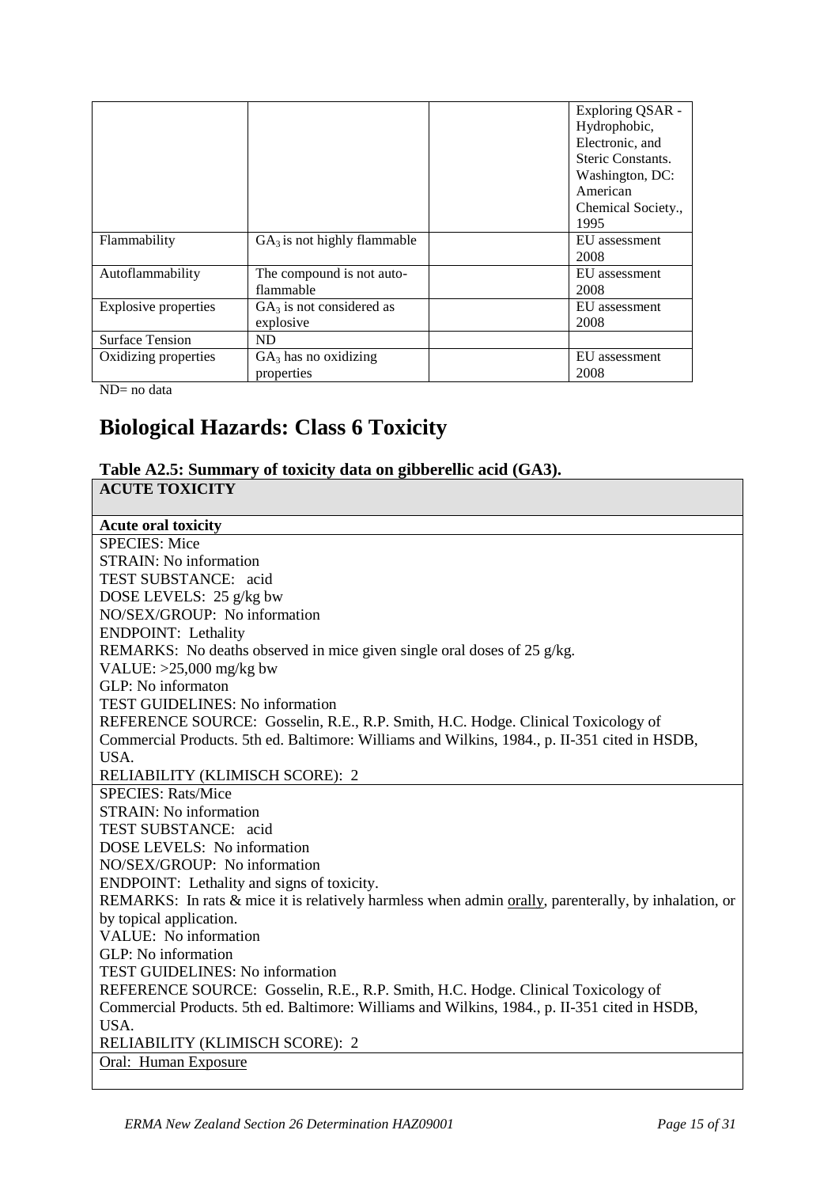| | | | Exploring QSAR - Hydrophobic, Electronic, and Steric Constants. Washington, DC: American Chemical Society., 1995 |
|---|---|---|---|
| Flammability | $GA_3$ is not highly flammable | | EU assessment 2008 |
| Autoflammability | The compound is not auto-flammable | | EU assessment 2008 |
| Explosive properties | $GA_3$ is not considered as explosive | | EU assessment 2008 |
| Surface Tension | ND | | |
| Oxidizing properties | $GA_3$ has no oxidizing properties | | EU assessment 2008 |

ND= no data

# Biological Hazards: Class 6 Toxicity

**Table A2.5: Summary of toxicity data on gibberellic acid (GA3).**

| **ACUTE TOXICITY** |
|---|
| **Acute oral toxicity** |
| SPECIES: Mice<br>STRAIN: No information<br>TEST SUBSTANCE: acid<br>DOSE LEVELS: 25 g/kg bw<br>NO/SEX/GROUP: No information<br>ENDPOINT: Lethality<br>REMARKS: No deaths observed in mice given single oral doses of 25 g/kg.<br>VALUE: >25,000 mg/kg bw<br>GLP: No informaton<br>TEST GUIDELINES: No information<br>REFERENCE SOURCE: Gosselin, R.E., R.P. Smith, H.C. Hodge. Clinical Toxicology of Commercial Products. 5th ed. Baltimore: Williams and Wilkins, 1984., p. II-351 cited in HSDB, USA.<br>RELIABILITY (KLIMISCH SCORE): 2 |
| SPECIES: Rats/Mice<br>STRAIN: No information<br>TEST SUBSTANCE: acid<br>DOSE LEVELS: No information<br>NO/SEX/GROUP: No information<br>ENDPOINT: Lethality and signs of toxicity.<br>REMARKS: In rats & mice it is relatively harmless when admin orally, parenterally, by inhalation, or by topical application.<br>VALUE: No information<br>GLP: No information<br>TEST GUIDELINES: No information<br>REFERENCE SOURCE: Gosselin, R.E., R.P. Smith, H.C. Hodge. Clinical Toxicology of Commercial Products. 5th ed. Baltimore: Williams and Wilkins, 1984., p. II-351 cited in HSDB, USA.<br>RELIABILITY (KLIMISCH SCORE): 2 |
| Oral: Human Exposure |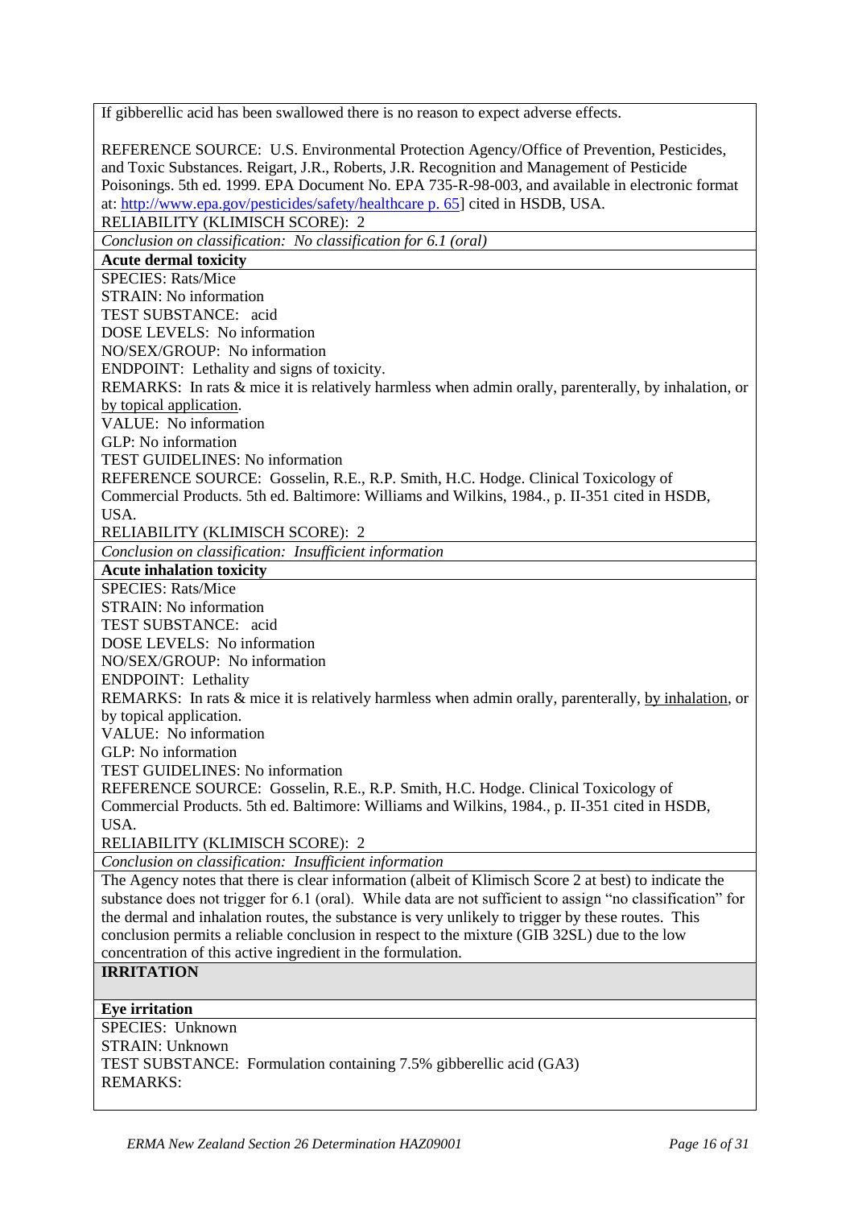If gibberellic acid has been swallowed there is no reason to expect adverse effects.

REFERENCE SOURCE: U.S. Environmental Protection Agency/Office of Prevention, Pesticides, and Toxic Substances. Reigart, J.R., Roberts, J.R. Recognition and Management of Pesticide Poisonings. 5th ed. 1999. EPA Document No. EPA 735-R-98-003, and available in electronic format at: [http://www.epa.gov/pesticides/safety/healthcare p. 65](http://www.epa.gov/pesticides/safety/healthcare)] cited in HSDB, USA.
RELIABILITY (KLIMISCH SCORE): 2

*Conclusion on classification: No classification for 6.1 (oral)*

**Acute dermal toxicity**

SPECIES: Rats/Mice
STRAIN: No information
TEST SUBSTANCE: acid
DOSE LEVELS: No information
NO/SEX/GROUP: No information
ENDPOINT: Lethality and signs of toxicity.
REMARKS: In rats & mice it is relatively harmless when admin orally, parenterally, by inhalation, or by topical application.
VALUE: No information
GLP: No information
TEST GUIDELINES: No information
REFERENCE SOURCE: Gosselin, R.E., R.P. Smith, H.C. Hodge. Clinical Toxicology of Commercial Products. 5th ed. Baltimore: Williams and Wilkins, 1984., p. II-351 cited in HSDB, USA.
RELIABILITY (KLIMISCH SCORE): 2

*Conclusion on classification: Insufficient information*

**Acute inhalation toxicity**

SPECIES: Rats/Mice
STRAIN: No information
TEST SUBSTANCE: acid
DOSE LEVELS: No information
NO/SEX/GROUP: No information
ENDPOINT: Lethality
REMARKS: In rats & mice it is relatively harmless when admin orally, parenterally, by inhalation, or by topical application.
VALUE: No information
GLP: No information
TEST GUIDELINES: No information
REFERENCE SOURCE: Gosselin, R.E., R.P. Smith, H.C. Hodge. Clinical Toxicology of Commercial Products. 5th ed. Baltimore: Williams and Wilkins, 1984., p. II-351 cited in HSDB, USA.
RELIABILITY (KLIMISCH SCORE): 2

*Conclusion on classification: Insufficient information*

The Agency notes that there is clear information (albeit of Klimisch Score 2 at best) to indicate the substance does not trigger for 6.1 (oral). While data are not sufficient to assign "no classification" for the dermal and inhalation routes, the substance is very unlikely to trigger by these routes. This conclusion permits a reliable conclusion in respect to the mixture (GIB 32SL) due to the low concentration of this active ingredient in the formulation.

## IRRITATION

**Eye irritation**

SPECIES: Unknown
STRAIN: Unknown
TEST SUBSTANCE: Formulation containing 7.5% gibberellic acid (GA3)
REMARKS: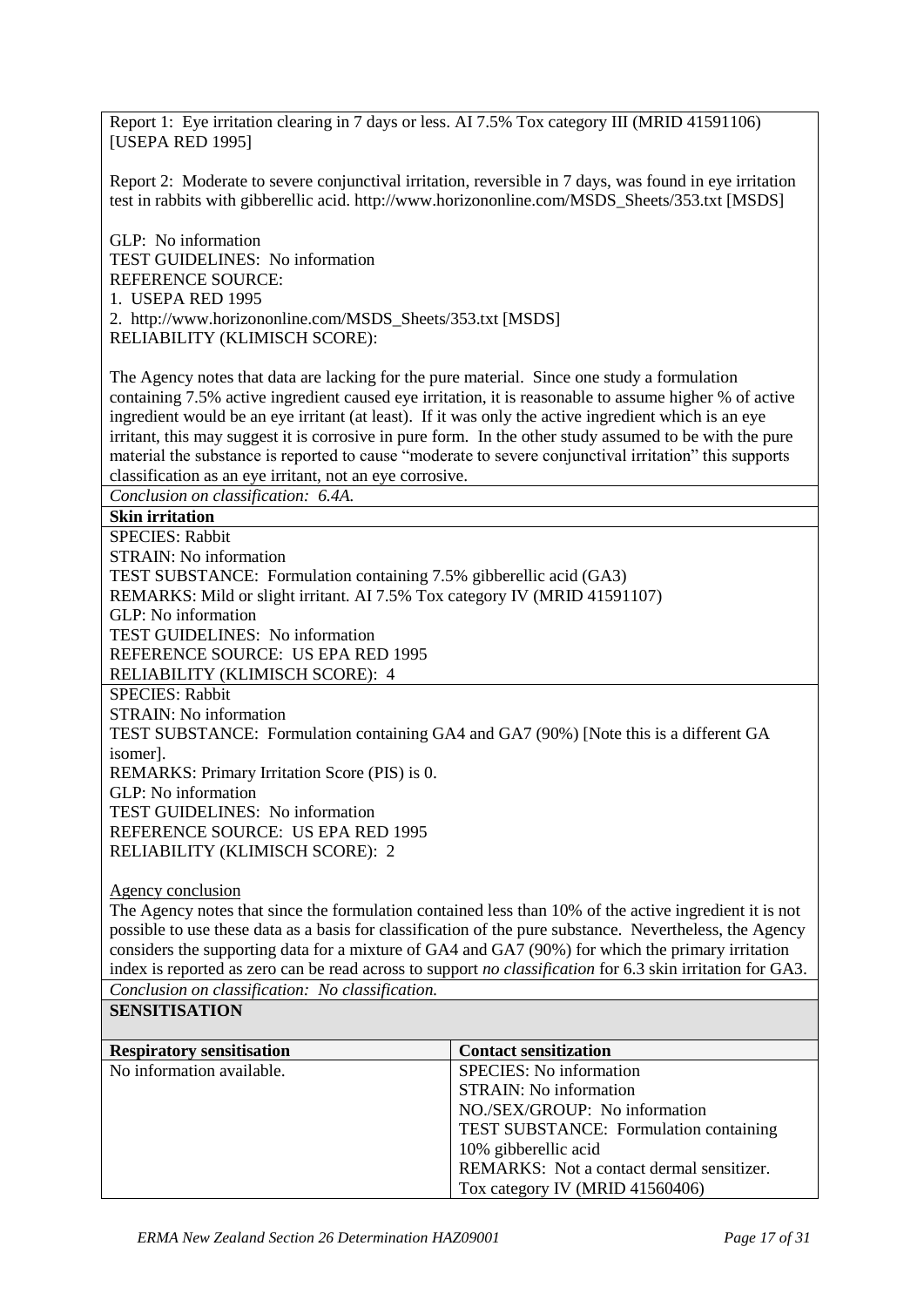Report 1: Eye irritation clearing in 7 days or less. AI 7.5% Tox category III (MRID 41591106) [USEPA RED 1995]

Report 2: Moderate to severe conjunctival irritation, reversible in 7 days, was found in eye irritation test in rabbits with gibberellic acid. http://www.horizononline.com/MSDS_Sheets/353.txt [MSDS]

GLP: No information
TEST GUIDELINES: No information
REFERENCE SOURCE:
1. USEPA RED 1995
2. http://www.horizononline.com/MSDS_Sheets/353.txt [MSDS]
RELIABILITY (KLIMISCH SCORE):

The Agency notes that data are lacking for the pure material. Since one study a formulation containing 7.5% active ingredient caused eye irritation, it is reasonable to assume higher % of active ingredient would be an eye irritant (at least). If it was only the active ingredient which is an eye irritant, this may suggest it is corrosive in pure form. In the other study assumed to be with the pure material the substance is reported to cause "moderate to severe conjunctival irritation" this supports classification as an eye irritant, not an eye corrosive.

*Conclusion on classification: 6.4A.*

**Skin irritation**

SPECIES: Rabbit
STRAIN: No information
TEST SUBSTANCE: Formulation containing 7.5% gibberellic acid (GA3)
REMARKS: Mild or slight irritant. AI 7.5% Tox category IV (MRID 41591107)
GLP: No information
TEST GUIDELINES: No information
REFERENCE SOURCE: US EPA RED 1995
RELIABILITY (KLIMISCH SCORE): 4

SPECIES: Rabbit
STRAIN: No information
TEST SUBSTANCE: Formulation containing GA4 and GA7 (90%) [Note this is a different GA isomer].
REMARKS: Primary Irritation Score (PIS) is 0.
GLP: No information
TEST GUIDELINES: No information
REFERENCE SOURCE: US EPA RED 1995
RELIABILITY (KLIMISCH SCORE): 2

Agency conclusion

The Agency notes that since the formulation contained less than 10% of the active ingredient it is not possible to use these data as a basis for classification of the pure substance. Nevertheless, the Agency considers the supporting data for a mixture of GA4 and GA7 (90%) for which the primary irritation index is reported as zero can be read across to support *no classification* for 6.3 skin irritation for GA3.

*Conclusion on classification: No classification.*

**SENSITISATION**

| **Respiratory sensitisation** | **Contact sensitization** |
|---|---|
| No information available. | SPECIES: No information<br>STRAIN: No information<br>NO./SEX/GROUP: No information<br>TEST SUBSTANCE: Formulation containing 10% gibberellic acid<br>REMARKS: Not a contact dermal sensitizer. Tox category IV (MRID 41560406) |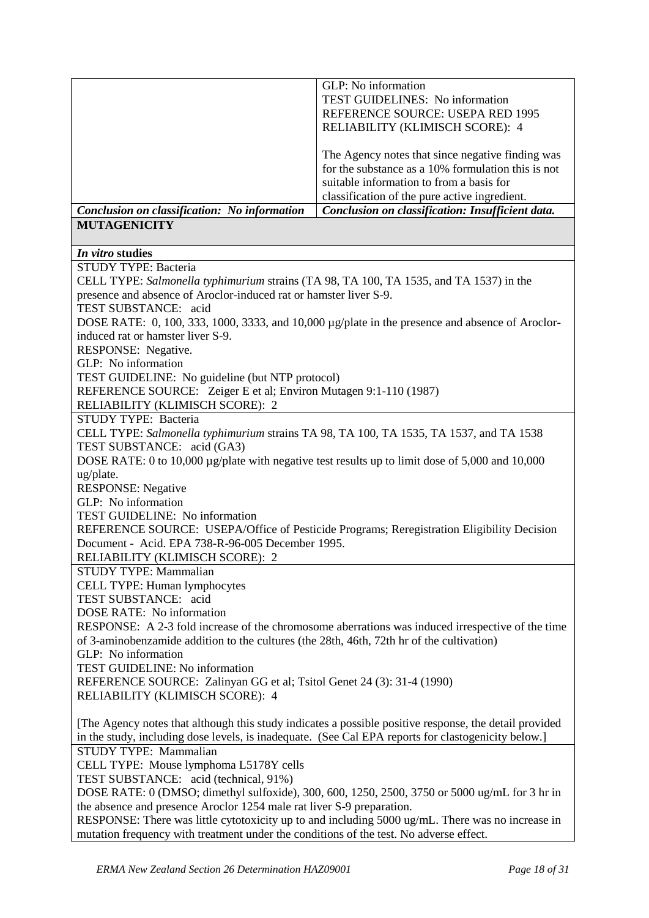| | GLP: No information<br>TEST GUIDELINES: No information<br>REFERENCE SOURCE: USEPA RED 1995<br>RELIABILITY (KLIMISCH SCORE): 4<br><br>The Agency notes that since negative finding was for the substance as a 10% formulation this is not suitable information to from a basis for classification of the pure active ingredient. |
|---|---|
| ***Conclusion on classification: No information*** | ***Conclusion on classification: Insufficient data.*** |

**MUTAGENICITY**

***In vitro* studies**

STUDY TYPE: Bacteria
CELL TYPE: *Salmonella typhimurium* strains (TA 98, TA 100, TA 1535, and TA 1537) in the presence and absence of Aroclor-induced rat or hamster liver S-9.
TEST SUBSTANCE: acid
DOSE RATE: 0, 100, 333, 1000, 3333, and 10,000 µg/plate in the presence and absence of Aroclor-induced rat or hamster liver S-9.
RESPONSE: Negative.
GLP: No information
TEST GUIDELINE: No guideline (but NTP protocol)
REFERENCE SOURCE: Zeiger E et al; Environ Mutagen 9:1-110 (1987)
RELIABILITY (KLIMISCH SCORE): 2

STUDY TYPE: Bacteria
CELL TYPE: *Salmonella typhimurium* strains TA 98, TA 100, TA 1535, TA 1537, and TA 1538
TEST SUBSTANCE: acid (GA3)
DOSE RATE: 0 to 10,000 µg/plate with negative test results up to limit dose of 5,000 and 10,000 ug/plate.
RESPONSE: Negative
GLP: No information
TEST GUIDELINE: No information
REFERENCE SOURCE: USEPA/Office of Pesticide Programs; Reregistration Eligibility Decision Document - Acid. EPA 738-R-96-005 December 1995.
RELIABILITY (KLIMISCH SCORE): 2

STUDY TYPE: Mammalian
CELL TYPE: Human lymphocytes
TEST SUBSTANCE: acid
DOSE RATE: No information
RESPONSE: A 2-3 fold increase of the chromosome aberrations was induced irrespective of the time of 3-aminobenzamide addition to the cultures (the 28th, 46th, 72th hr of the cultivation)
GLP: No information
TEST GUIDELINE: No information
REFERENCE SOURCE: Zalinyan GG et al; Tsitol Genet 24 (3): 31-4 (1990)
RELIABILITY (KLIMISCH SCORE): 4

[The Agency notes that although this study indicates a possible positive response, the detail provided in the study, including dose levels, is inadequate. (See Cal EPA reports for clastogenicity below.]

STUDY TYPE: Mammalian
CELL TYPE: Mouse lymphoma L5178Y cells
TEST SUBSTANCE: acid (technical, 91%)
DOSE RATE: 0 (DMSO; dimethyl sulfoxide), 300, 600, 1250, 2500, 3750 or 5000 ug/mL for 3 hr in the absence and presence Aroclor 1254 male rat liver S-9 preparation.
RESPONSE: There was little cytotoxicity up to and including 5000 ug/mL. There was no increase in mutation frequency with treatment under the conditions of the test. No adverse effect.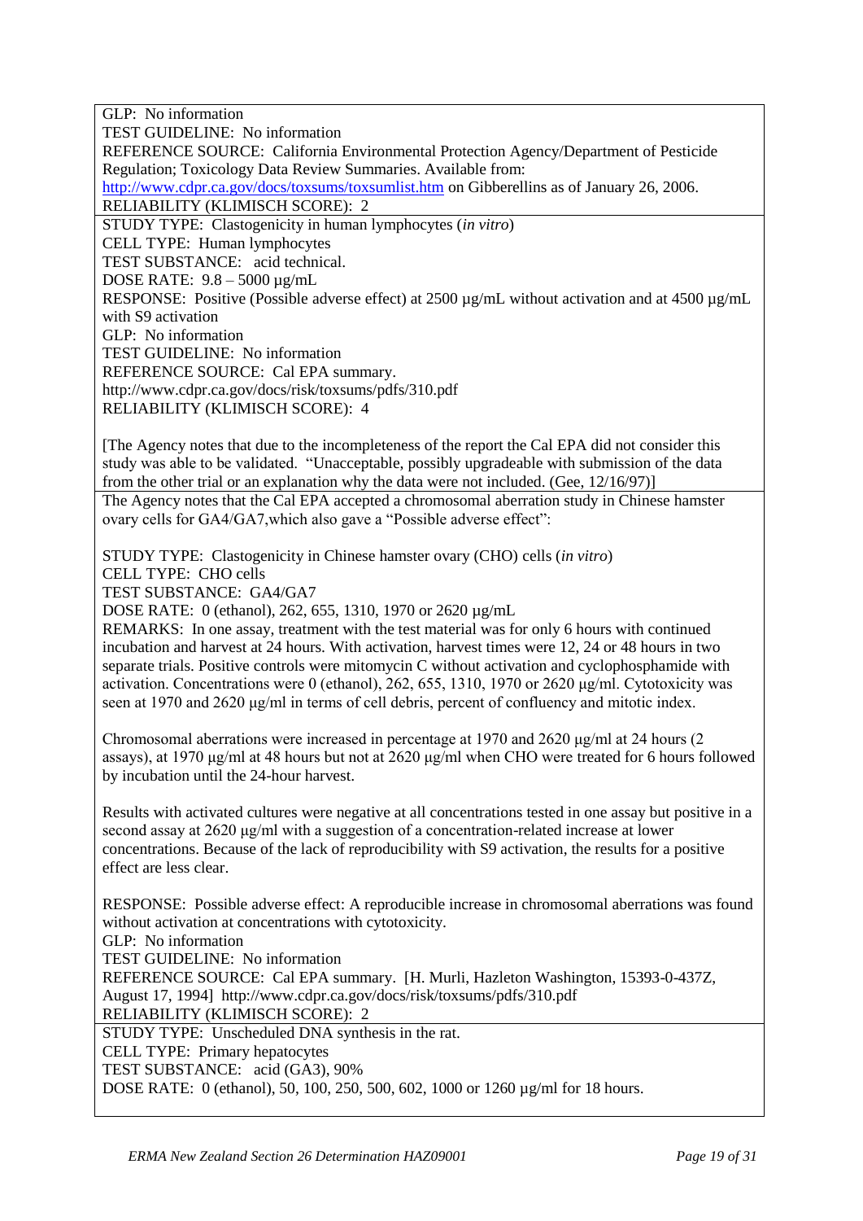GLP: No information

TEST GUIDELINE: No information

REFERENCE SOURCE: California Environmental Protection Agency/Department of Pesticide Regulation; Toxicology Data Review Summaries. Available from: http://www.cdpr.ca.gov/docs/toxsums/toxsumlist.htm on Gibberellins as of January 26, 2006.

RELIABILITY (KLIMISCH SCORE): 2

---

STUDY TYPE: Clastogenicity in human lymphocytes (*in vitro*)

CELL TYPE: Human lymphocytes

TEST SUBSTANCE: acid technical.

DOSE RATE: 9.8 – 5000 µg/mL

RESPONSE: Positive (Possible adverse effect) at 2500 µg/mL without activation and at 4500 µg/mL with S9 activation

GLP: No information

TEST GUIDELINE: No information

REFERENCE SOURCE: Cal EPA summary.

http://www.cdpr.ca.gov/docs/risk/toxsums/pdfs/310.pdf

RELIABILITY (KLIMISCH SCORE): 4

[The Agency notes that due to the incompleteness of the report the Cal EPA did not consider this study was able to be validated. "Unacceptable, possibly upgradeable with submission of the data from the other trial or an explanation why the data were not included. (Gee, 12/16/97)]

---

The Agency notes that the Cal EPA accepted a chromosomal aberration study in Chinese hamster ovary cells for GA4/GA7,which also gave a "Possible adverse effect":

STUDY TYPE: Clastogenicity in Chinese hamster ovary (CHO) cells (*in vitro*)

CELL TYPE: CHO cells

TEST SUBSTANCE: GA4/GA7

DOSE RATE: 0 (ethanol), 262, 655, 1310, 1970 or 2620 µg/mL

REMARKS: In one assay, treatment with the test material was for only 6 hours with continued incubation and harvest at 24 hours. With activation, harvest times were 12, 24 or 48 hours in two separate trials. Positive controls were mitomycin C without activation and cyclophosphamide with activation. Concentrations were 0 (ethanol), 262, 655, 1310, 1970 or 2620 µg/ml. Cytotoxicity was seen at 1970 and 2620 µg/ml in terms of cell debris, percent of confluency and mitotic index.

Chromosomal aberrations were increased in percentage at 1970 and 2620 µg/ml at 24 hours (2 assays), at 1970 µg/ml at 48 hours but not at 2620 µg/ml when CHO were treated for 6 hours followed by incubation until the 24-hour harvest.

Results with activated cultures were negative at all concentrations tested in one assay but positive in a second assay at 2620 µg/ml with a suggestion of a concentration-related increase at lower concentrations. Because of the lack of reproducibility with S9 activation, the results for a positive effect are less clear.

RESPONSE: Possible adverse effect: A reproducible increase in chromosomal aberrations was found without activation at concentrations with cytotoxicity.

GLP: No information

TEST GUIDELINE: No information

REFERENCE SOURCE: Cal EPA summary. [H. Murli, Hazleton Washington, 15393-0-437Z, August 17, 1994] http://www.cdpr.ca.gov/docs/risk/toxsums/pdfs/310.pdf

RELIABILITY (KLIMISCH SCORE): 2

---

STUDY TYPE: Unscheduled DNA synthesis in the rat.

CELL TYPE: Primary hepatocytes

TEST SUBSTANCE: acid (GA3), 90%

DOSE RATE: 0 (ethanol), 50, 100, 250, 500, 602, 1000 or 1260 µg/ml for 18 hours.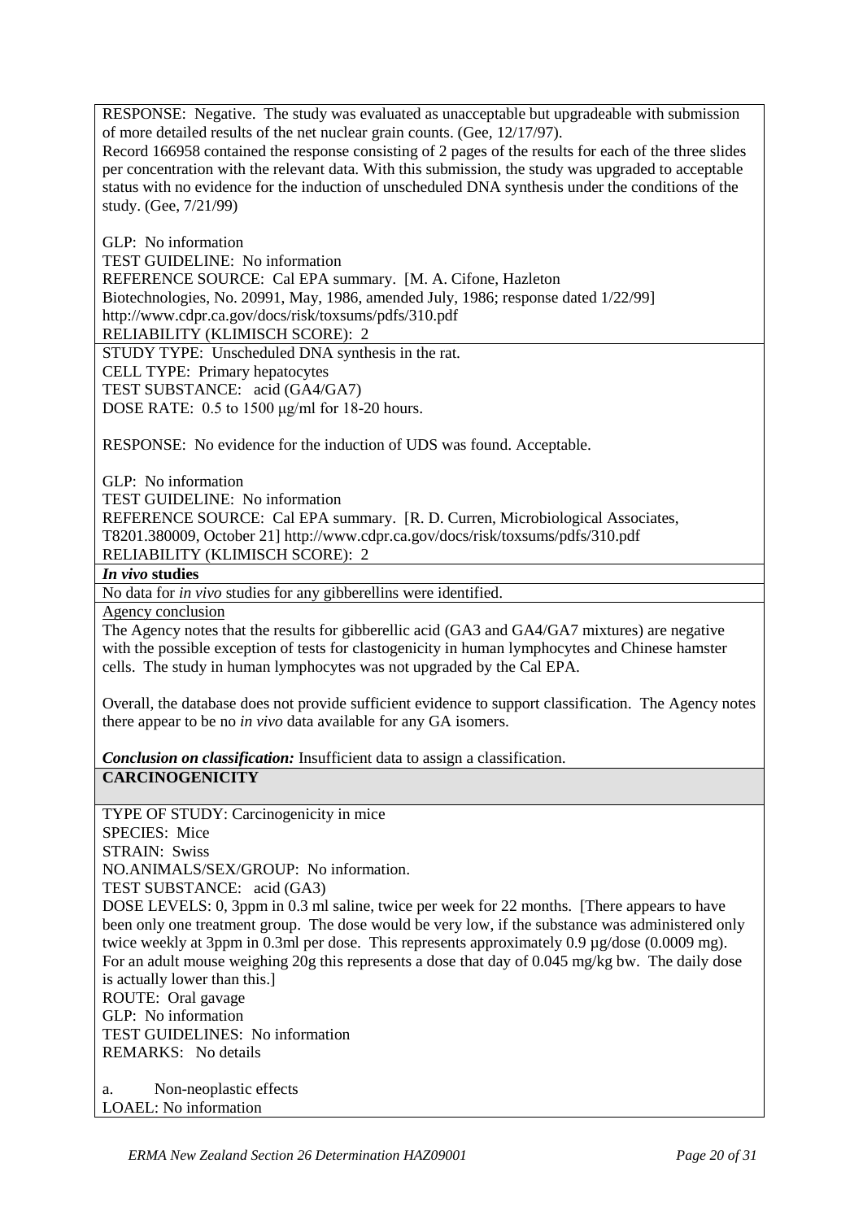RESPONSE: Negative. The study was evaluated as unacceptable but upgradeable with submission of more detailed results of the net nuclear grain counts. (Gee, 12/17/97).
Record 166958 contained the response consisting of 2 pages of the results for each of the three slides per concentration with the relevant data. With this submission, the study was upgraded to acceptable status with no evidence for the induction of unscheduled DNA synthesis under the conditions of the study. (Gee, 7/21/99)

GLP: No information
TEST GUIDELINE: No information
REFERENCE SOURCE: Cal EPA summary. [M. A. Cifone, Hazleton Biotechnologies, No. 20991, May, 1986, amended July, 1986; response dated 1/22/99] http://www.cdpr.ca.gov/docs/risk/toxsums/pdfs/310.pdf
RELIABILITY (KLIMISCH SCORE): 2

STUDY TYPE: Unscheduled DNA synthesis in the rat.
CELL TYPE: Primary hepatocytes
TEST SUBSTANCE: acid (GA4/GA7)
DOSE RATE: 0.5 to 1500 µg/ml for 18-20 hours.

RESPONSE: No evidence for the induction of UDS was found. Acceptable.

GLP: No information
TEST GUIDELINE: No information
REFERENCE SOURCE: Cal EPA summary. [R. D. Curren, Microbiological Associates, T8201.380009, October 21] http://www.cdpr.ca.gov/docs/risk/toxsums/pdfs/310.pdf
RELIABILITY (KLIMISCH SCORE): 2

***In vivo* studies**

No data for *in vivo* studies for any gibberellins were identified.

Agency conclusion

The Agency notes that the results for gibberellic acid (GA3 and GA4/GA7 mixtures) are negative with the possible exception of tests for clastogenicity in human lymphocytes and Chinese hamster cells. The study in human lymphocytes was not upgraded by the Cal EPA.

Overall, the database does not provide sufficient evidence to support classification. The Agency notes there appear to be no *in vivo* data available for any GA isomers.

***Conclusion on classification:*** Insufficient data to assign a classification.

**CARCINOGENICITY**

TYPE OF STUDY: Carcinogenicity in mice
SPECIES: Mice
STRAIN: Swiss
NO.ANIMALS/SEX/GROUP: No information.
TEST SUBSTANCE: acid (GA3)
DOSE LEVELS: 0, 3ppm in 0.3 ml saline, twice per week for 22 months. [There appears to have been only one treatment group. The dose would be very low, if the substance was administered only twice weekly at 3ppm in 0.3ml per dose. This represents approximately 0.9 µg/dose (0.0009 mg). For an adult mouse weighing 20g this represents a dose that day of 0.045 mg/kg bw. The daily dose is actually lower than this.]
ROUTE: Oral gavage
GLP: No information
TEST GUIDELINES: No information
REMARKS: No details

a. Non-neoplastic effects
LOAEL: No information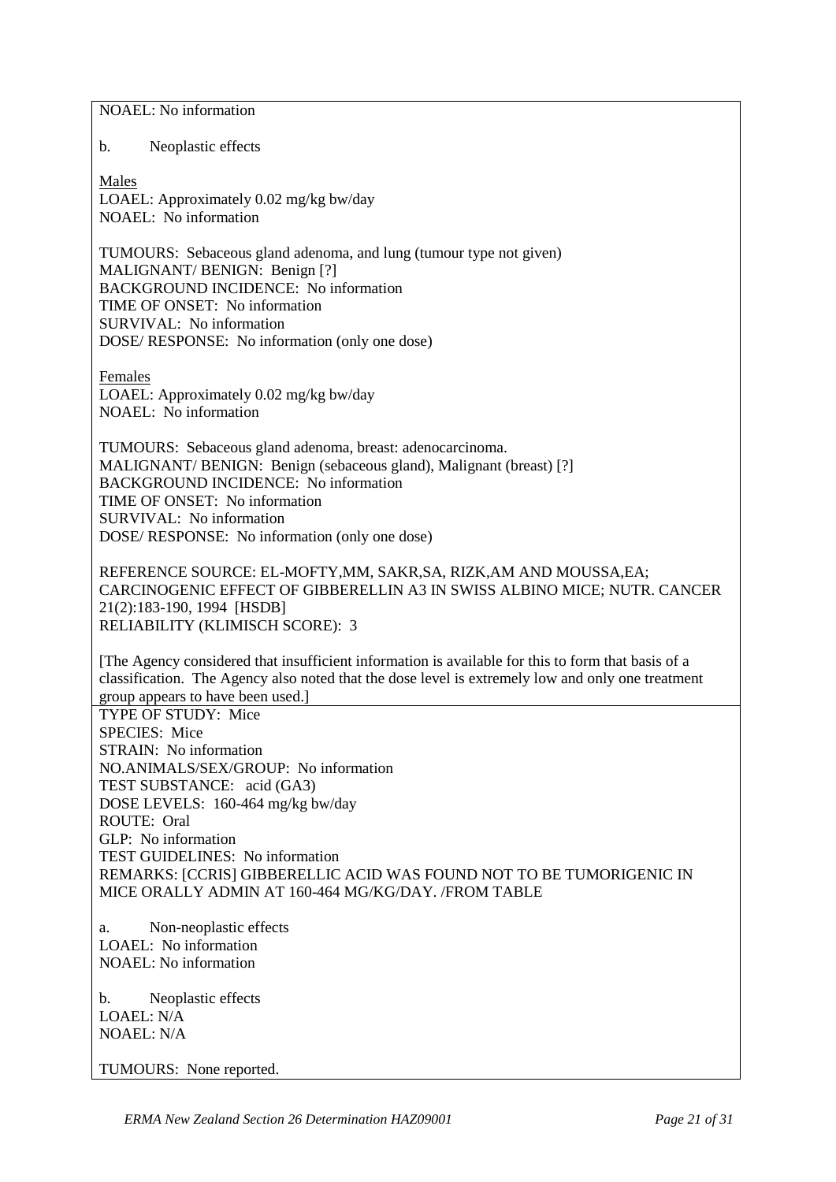NOAEL: No information

b. Neoplastic effects

Males
LOAEL: Approximately 0.02 mg/kg bw/day
NOAEL: No information

TUMOURS: Sebaceous gland adenoma, and lung (tumour type not given)
MALIGNANT/ BENIGN: Benign [?]
BACKGROUND INCIDENCE: No information
TIME OF ONSET: No information
SURVIVAL: No information
DOSE/ RESPONSE: No information (only one dose)

Females
LOAEL: Approximately 0.02 mg/kg bw/day
NOAEL: No information

TUMOURS: Sebaceous gland adenoma, breast: adenocarcinoma.
MALIGNANT/ BENIGN: Benign (sebaceous gland), Malignant (breast) [?]
BACKGROUND INCIDENCE: No information
TIME OF ONSET: No information
SURVIVAL: No information
DOSE/ RESPONSE: No information (only one dose)

REFERENCE SOURCE: EL-MOFTY,MM, SAKR,SA, RIZK,AM AND MOUSSA,EA; CARCINOGENIC EFFECT OF GIBBERELLIN A3 IN SWISS ALBINO MICE; NUTR. CANCER 21(2):183-190, 1994 [HSDB]
RELIABILITY (KLIMISCH SCORE): 3

[The Agency considered that insufficient information is available for this to form that basis of a classification. The Agency also noted that the dose level is extremely low and only one treatment group appears to have been used.]

---

TYPE OF STUDY: Mice
SPECIES: Mice
STRAIN: No information
NO.ANIMALS/SEX/GROUP: No information
TEST SUBSTANCE: acid (GA3)
DOSE LEVELS: 160-464 mg/kg bw/day
ROUTE: Oral
GLP: No information
TEST GUIDELINES: No information
REMARKS: [CCRIS] GIBBERELLIC ACID WAS FOUND NOT TO BE TUMORIGENIC IN MICE ORALLY ADMIN AT 160-464 MG/KG/DAY. /FROM TABLE

a. Non-neoplastic effects
LOAEL: No information
NOAEL: No information

b. Neoplastic effects
LOAEL: N/A
NOAEL: N/A

TUMOURS: None reported.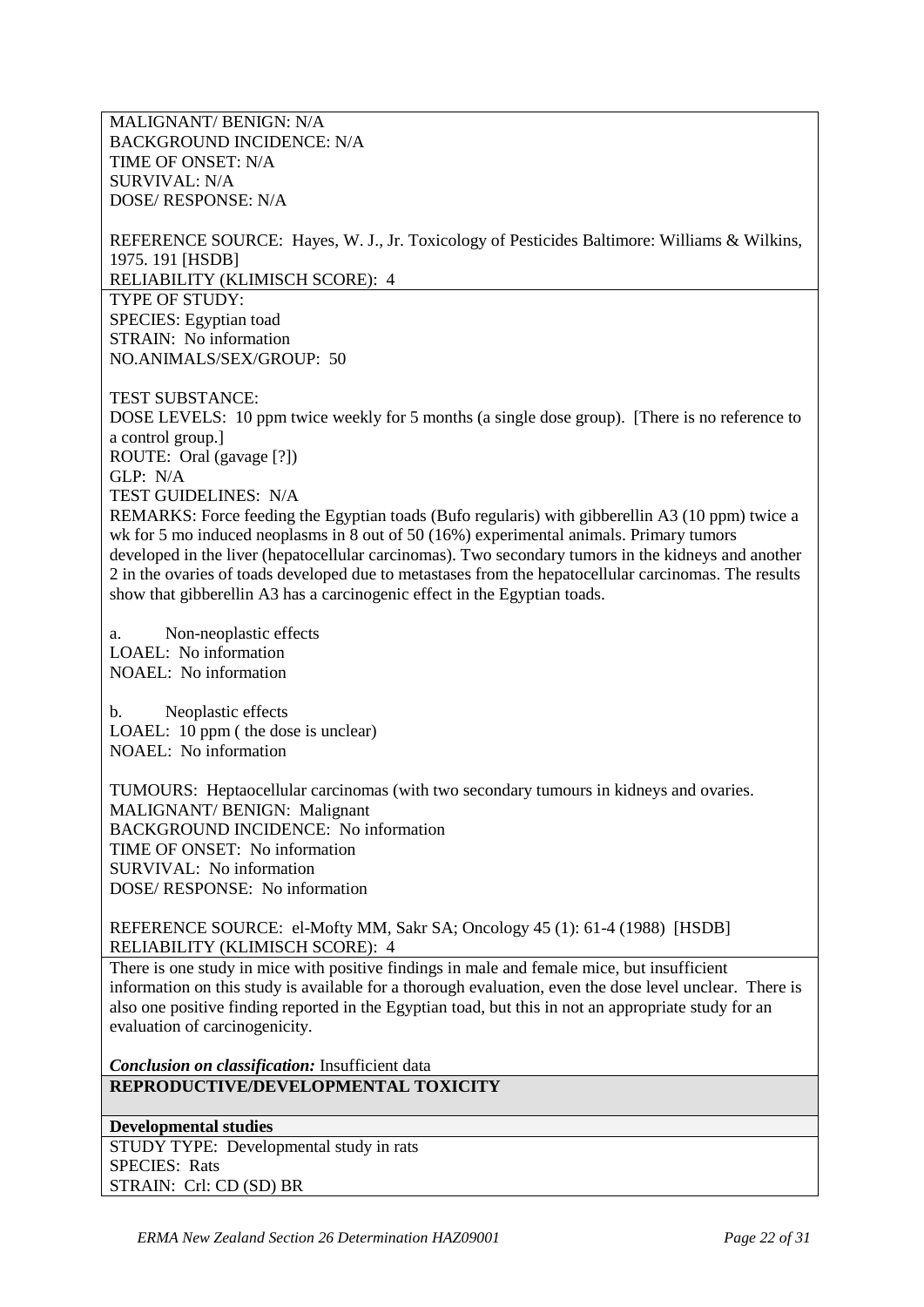MALIGNANT/ BENIGN: N/A
BACKGROUND INCIDENCE: N/A
TIME OF ONSET: N/A
SURVIVAL: N/A
DOSE/ RESPONSE: N/A

REFERENCE SOURCE: Hayes, W. J., Jr. Toxicology of Pesticides Baltimore: Williams & Wilkins, 1975. 191 [HSDB]
RELIABILITY (KLIMISCH SCORE): 4

TYPE OF STUDY:
SPECIES: Egyptian toad
STRAIN: No information
NO.ANIMALS/SEX/GROUP: 50

TEST SUBSTANCE:
DOSE LEVELS: 10 ppm twice weekly for 5 months (a single dose group). [There is no reference to a control group.]
ROUTE: Oral (gavage [?])
GLP: N/A
TEST GUIDELINES: N/A
REMARKS: Force feeding the Egyptian toads (Bufo regularis) with gibberellin A3 (10 ppm) twice a wk for 5 mo induced neoplasms in 8 out of 50 (16%) experimental animals. Primary tumors developed in the liver (hepatocellular carcinomas). Two secondary tumors in the kidneys and another 2 in the ovaries of toads developed due to metastases from the hepatocellular carcinomas. The results show that gibberellin A3 has a carcinogenic effect in the Egyptian toads.

a. Non-neoplastic effects
LOAEL: No information
NOAEL: No information

b. Neoplastic effects
LOAEL: 10 ppm ( the dose is unclear)
NOAEL: No information

TUMOURS: Heptaocellular carcinomas (with two secondary tumours in kidneys and ovaries.
MALIGNANT/ BENIGN: Malignant
BACKGROUND INCIDENCE: No information
TIME OF ONSET: No information
SURVIVAL: No information
DOSE/ RESPONSE: No information

REFERENCE SOURCE: el-Mofty MM, Sakr SA; Oncology 45 (1): 61-4 (1988) [HSDB]
RELIABILITY (KLIMISCH SCORE): 4

There is one study in mice with positive findings in male and female mice, but insufficient information on this study is available for a thorough evaluation, even the dose level unclear. There is also one positive finding reported in the Egyptian toad, but this in not an appropriate study for an evaluation of carcinogenicity.

***Conclusion on classification:*** Insufficient data

**REPRODUCTIVE/DEVELOPMENTAL TOXICITY**

**Developmental studies**

STUDY TYPE: Developmental study in rats
SPECIES: Rats
STRAIN: Crl: CD (SD) BR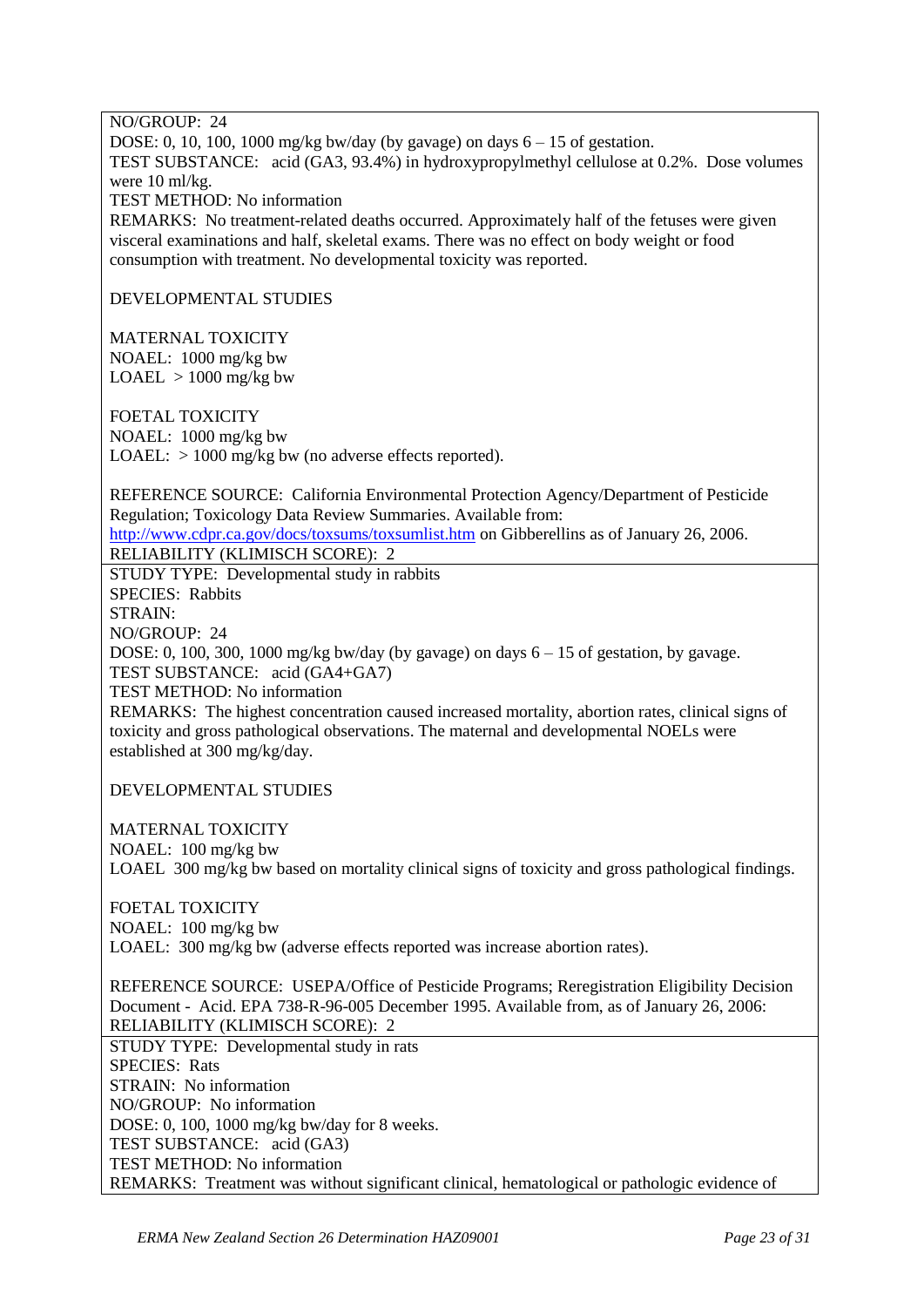NO/GROUP: 24

DOSE: 0, 10, 100, 1000 mg/kg bw/day (by gavage) on days 6 – 15 of gestation.

TEST SUBSTANCE: acid (GA3, 93.4%) in hydroxypropylmethyl cellulose at 0.2%. Dose volumes were 10 ml/kg.

TEST METHOD: No information

REMARKS: No treatment-related deaths occurred. Approximately half of the fetuses were given visceral examinations and half, skeletal exams. There was no effect on body weight or food consumption with treatment. No developmental toxicity was reported.

DEVELOPMENTAL STUDIES

MATERNAL TOXICITY
NOAEL: 1000 mg/kg bw
LOAEL > 1000 mg/kg bw

FOETAL TOXICITY
NOAEL: 1000 mg/kg bw
LOAEL: > 1000 mg/kg bw (no adverse effects reported).

REFERENCE SOURCE: California Environmental Protection Agency/Department of Pesticide Regulation; Toxicology Data Review Summaries. Available from: http://www.cdpr.ca.gov/docs/toxsums/toxsumlist.htm on Gibberellins as of January 26, 2006.

RELIABILITY (KLIMISCH SCORE): 2

---

STUDY TYPE: Developmental study in rabbits

SPECIES: Rabbits

STRAIN:

NO/GROUP: 24

DOSE: 0, 100, 300, 1000 mg/kg bw/day (by gavage) on days 6 – 15 of gestation, by gavage.

TEST SUBSTANCE: acid (GA4+GA7)

TEST METHOD: No information

REMARKS: The highest concentration caused increased mortality, abortion rates, clinical signs of toxicity and gross pathological observations. The maternal and developmental NOELs were established at 300 mg/kg/day.

DEVELOPMENTAL STUDIES

MATERNAL TOXICITY
NOAEL: 100 mg/kg bw
LOAEL 300 mg/kg bw based on mortality clinical signs of toxicity and gross pathological findings.

FOETAL TOXICITY
NOAEL: 100 mg/kg bw
LOAEL: 300 mg/kg bw (adverse effects reported was increase abortion rates).

REFERENCE SOURCE: USEPA/Office of Pesticide Programs; Reregistration Eligibility Decision Document - Acid. EPA 738-R-96-005 December 1995. Available from, as of January 26, 2006:

RELIABILITY (KLIMISCH SCORE): 2

---

STUDY TYPE: Developmental study in rats

SPECIES: Rats

STRAIN: No information

NO/GROUP: No information

DOSE: 0, 100, 1000 mg/kg bw/day for 8 weeks.

TEST SUBSTANCE: acid (GA3)

TEST METHOD: No information

REMARKS: Treatment was without significant clinical, hematological or pathologic evidence of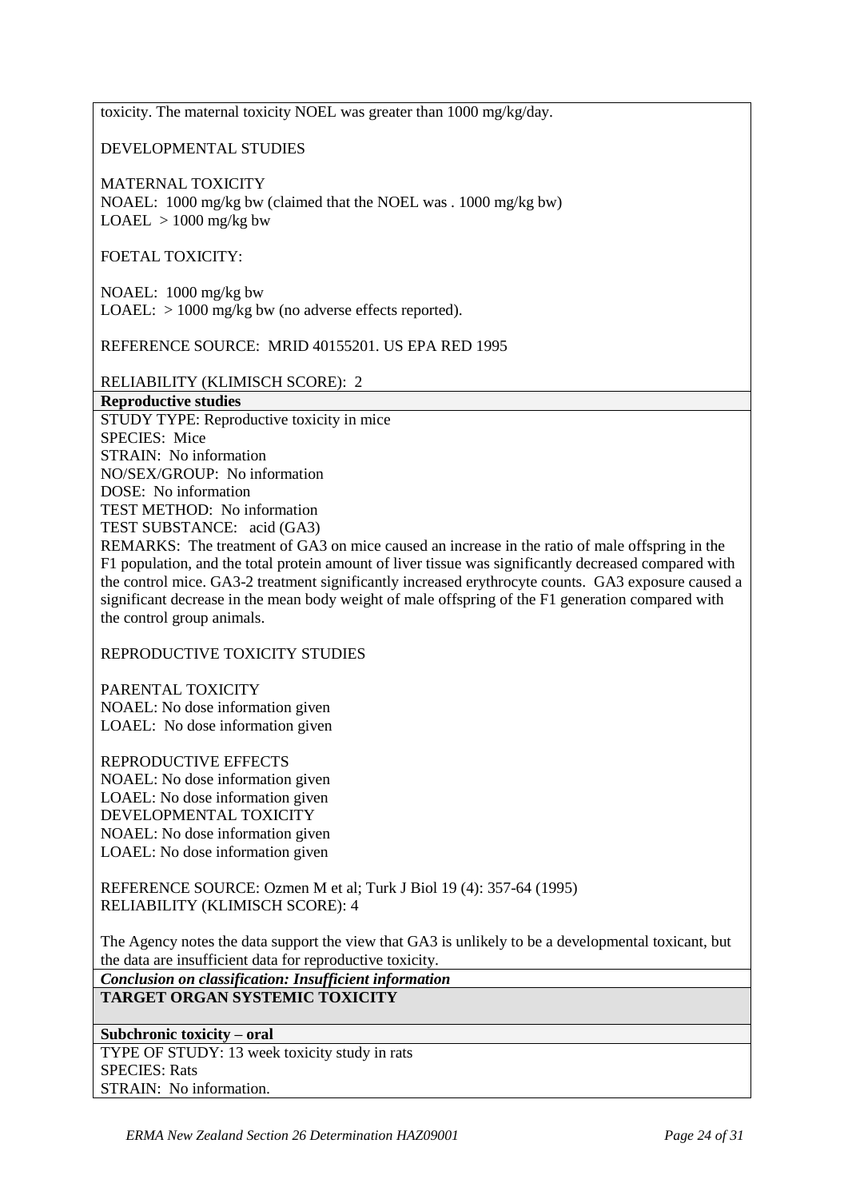toxicity. The maternal toxicity NOEL was greater than 1000 mg/kg/day.

DEVELOPMENTAL STUDIES

MATERNAL TOXICITY
NOAEL: 1000 mg/kg bw (claimed that the NOEL was . 1000 mg/kg bw)
LOAEL > 1000 mg/kg bw

FOETAL TOXICITY:

NOAEL: 1000 mg/kg bw
LOAEL: > 1000 mg/kg bw (no adverse effects reported).

REFERENCE SOURCE: MRID 40155201. US EPA RED 1995

RELIABILITY (KLIMISCH SCORE): 2

**Reproductive studies**

STUDY TYPE: Reproductive toxicity in mice
SPECIES: Mice
STRAIN: No information
NO/SEX/GROUP: No information
DOSE: No information
TEST METHOD: No information
TEST SUBSTANCE: acid (GA3)
REMARKS: The treatment of GA3 on mice caused an increase in the ratio of male offspring in the F1 population, and the total protein amount of liver tissue was significantly decreased compared with the control mice. GA3-2 treatment significantly increased erythrocyte counts. GA3 exposure caused a significant decrease in the mean body weight of male offspring of the F1 generation compared with the control group animals.

REPRODUCTIVE TOXICITY STUDIES

PARENTAL TOXICITY
NOAEL: No dose information given
LOAEL: No dose information given

REPRODUCTIVE EFFECTS
NOAEL: No dose information given
LOAEL: No dose information given
DEVELOPMENTAL TOXICITY
NOAEL: No dose information given
LOAEL: No dose information given

REFERENCE SOURCE: Ozmen M et al; Turk J Biol 19 (4): 357-64 (1995)
RELIABILITY (KLIMISCH SCORE): 4

The Agency notes the data support the view that GA3 is unlikely to be a developmental toxicant, but the data are insufficient data for reproductive toxicity.

***Conclusion on classification: Insufficient information***

**TARGET ORGAN SYSTEMIC TOXICITY**

**Subchronic toxicity – oral**

TYPE OF STUDY: 13 week toxicity study in rats
SPECIES: Rats
STRAIN: No information.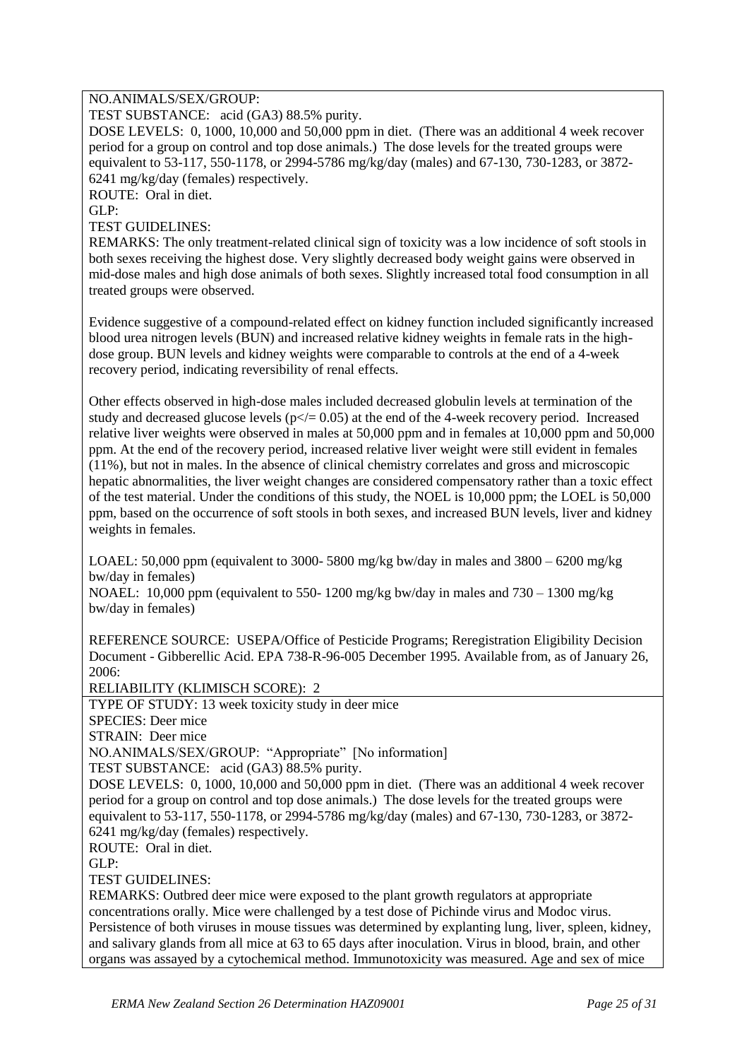NO.ANIMALS/SEX/GROUP:

TEST SUBSTANCE: acid (GA3) 88.5% purity.

DOSE LEVELS: 0, 1000, 10,000 and 50,000 ppm in diet. (There was an additional 4 week recover period for a group on control and top dose animals.) The dose levels for the treated groups were equivalent to 53-117, 550-1178, or 2994-5786 mg/kg/day (males) and 67-130, 730-1283, or 3872-6241 mg/kg/day (females) respectively.

ROUTE: Oral in diet.

GLP:

TEST GUIDELINES:

REMARKS: The only treatment-related clinical sign of toxicity was a low incidence of soft stools in both sexes receiving the highest dose. Very slightly decreased body weight gains were observed in mid-dose males and high dose animals of both sexes. Slightly increased total food consumption in all treated groups were observed.

Evidence suggestive of a compound-related effect on kidney function included significantly increased blood urea nitrogen levels (BUN) and increased relative kidney weights in female rats in the high-dose group. BUN levels and kidney weights were comparable to controls at the end of a 4-week recovery period, indicating reversibility of renal effects.

Other effects observed in high-dose males included decreased globulin levels at termination of the study and decreased glucose levels ($p \leq 0.05$) at the end of the 4-week recovery period. Increased relative liver weights were observed in males at 50,000 ppm and in females at 10,000 ppm and 50,000 ppm. At the end of the recovery period, increased relative liver weight were still evident in females (11%), but not in males. In the absence of clinical chemistry correlates and gross and microscopic hepatic abnormalities, the liver weight changes are considered compensatory rather than a toxic effect of the test material. Under the conditions of this study, the NOEL is 10,000 ppm; the LOEL is 50,000 ppm, based on the occurrence of soft stools in both sexes, and increased BUN levels, liver and kidney weights in females.

LOAEL: 50,000 ppm (equivalent to 3000- 5800 mg/kg bw/day in males and 3800 – 6200 mg/kg bw/day in females)

NOAEL: 10,000 ppm (equivalent to 550- 1200 mg/kg bw/day in males and 730 – 1300 mg/kg bw/day in females)

REFERENCE SOURCE: USEPA/Office of Pesticide Programs; Reregistration Eligibility Decision Document - Gibberellic Acid. EPA 738-R-96-005 December 1995. Available from, as of January 26, 2006:

RELIABILITY (KLIMISCH SCORE): 2

TYPE OF STUDY: 13 week toxicity study in deer mice

SPECIES: Deer mice

STRAIN: Deer mice

NO.ANIMALS/SEX/GROUP: "Appropriate" [No information]

TEST SUBSTANCE: acid (GA3) 88.5% purity.

DOSE LEVELS: 0, 1000, 10,000 and 50,000 ppm in diet. (There was an additional 4 week recover period for a group on control and top dose animals.) The dose levels for the treated groups were equivalent to 53-117, 550-1178, or 2994-5786 mg/kg/day (males) and 67-130, 730-1283, or 3872-6241 mg/kg/day (females) respectively.

ROUTE: Oral in diet.

GLP:

TEST GUIDELINES:

REMARKS: Outbred deer mice were exposed to the plant growth regulators at appropriate concentrations orally. Mice were challenged by a test dose of Pichinde virus and Modoc virus. Persistence of both viruses in mouse tissues was determined by explanting lung, liver, spleen, kidney, and salivary glands from all mice at 63 to 65 days after inoculation. Virus in blood, brain, and other organs was assayed by a cytochemical method. Immunotoxicity was measured. Age and sex of mice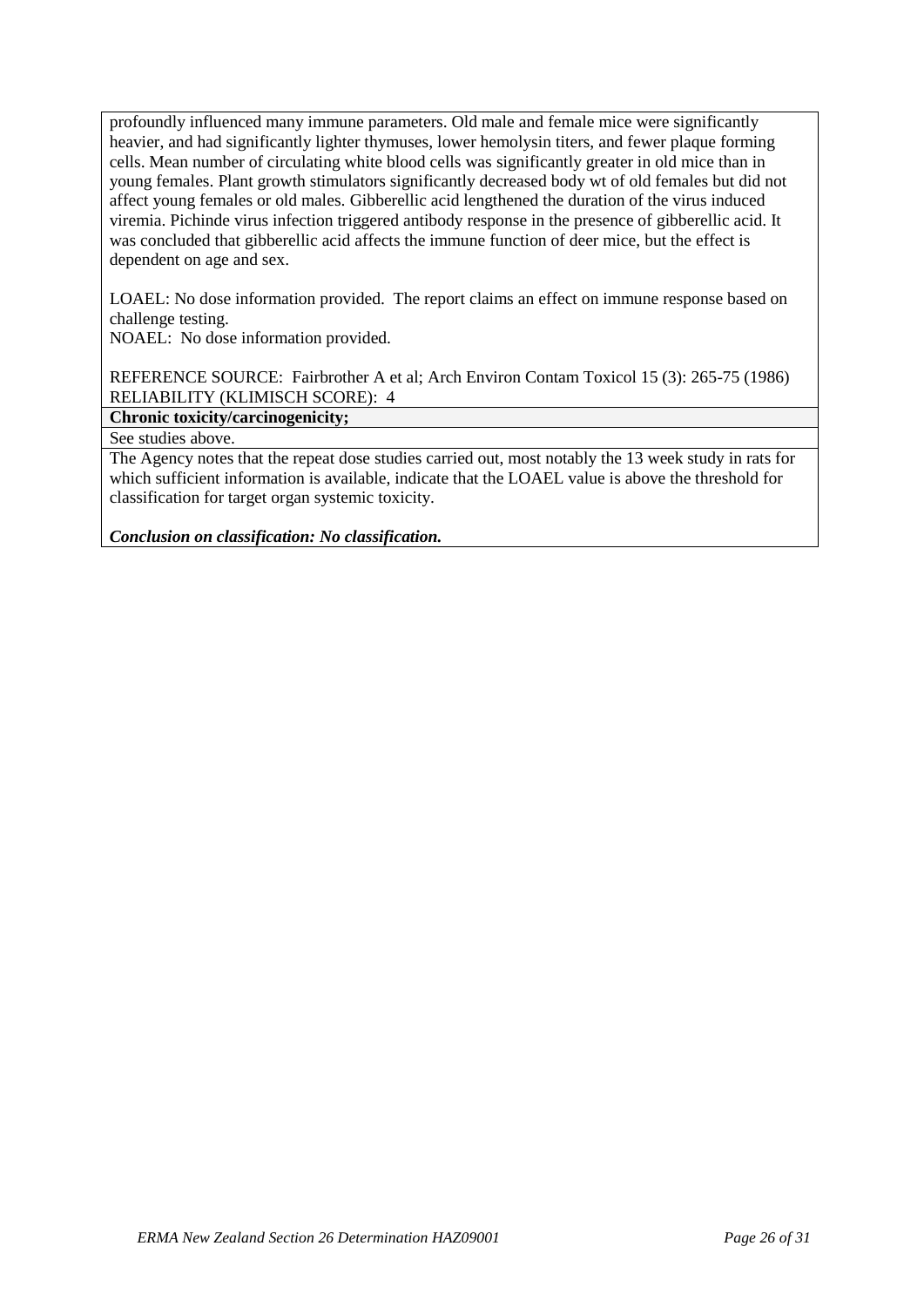profoundly influenced many immune parameters. Old male and female mice were significantly heavier, and had significantly lighter thymuses, lower hemolysin titers, and fewer plaque forming cells. Mean number of circulating white blood cells was significantly greater in old mice than in young females. Plant growth stimulators significantly decreased body wt of old females but did not affect young females or old males. Gibberellic acid lengthened the duration of the virus induced viremia. Pichinde virus infection triggered antibody response in the presence of gibberellic acid. It was concluded that gibberellic acid affects the immune function of deer mice, but the effect is dependent on age and sex.

LOAEL: No dose information provided. The report claims an effect on immune response based on challenge testing.
NOAEL: No dose information provided.

REFERENCE SOURCE: Fairbrother A et al; Arch Environ Contam Toxicol 15 (3): 265-75 (1986)
RELIABILITY (KLIMISCH SCORE): 4

**Chronic toxicity/carcinogenicity;**

See studies above.

The Agency notes that the repeat dose studies carried out, most notably the 13 week study in rats for which sufficient information is available, indicate that the LOAEL value is above the threshold for classification for target organ systemic toxicity.

***Conclusion on classification: No classification.***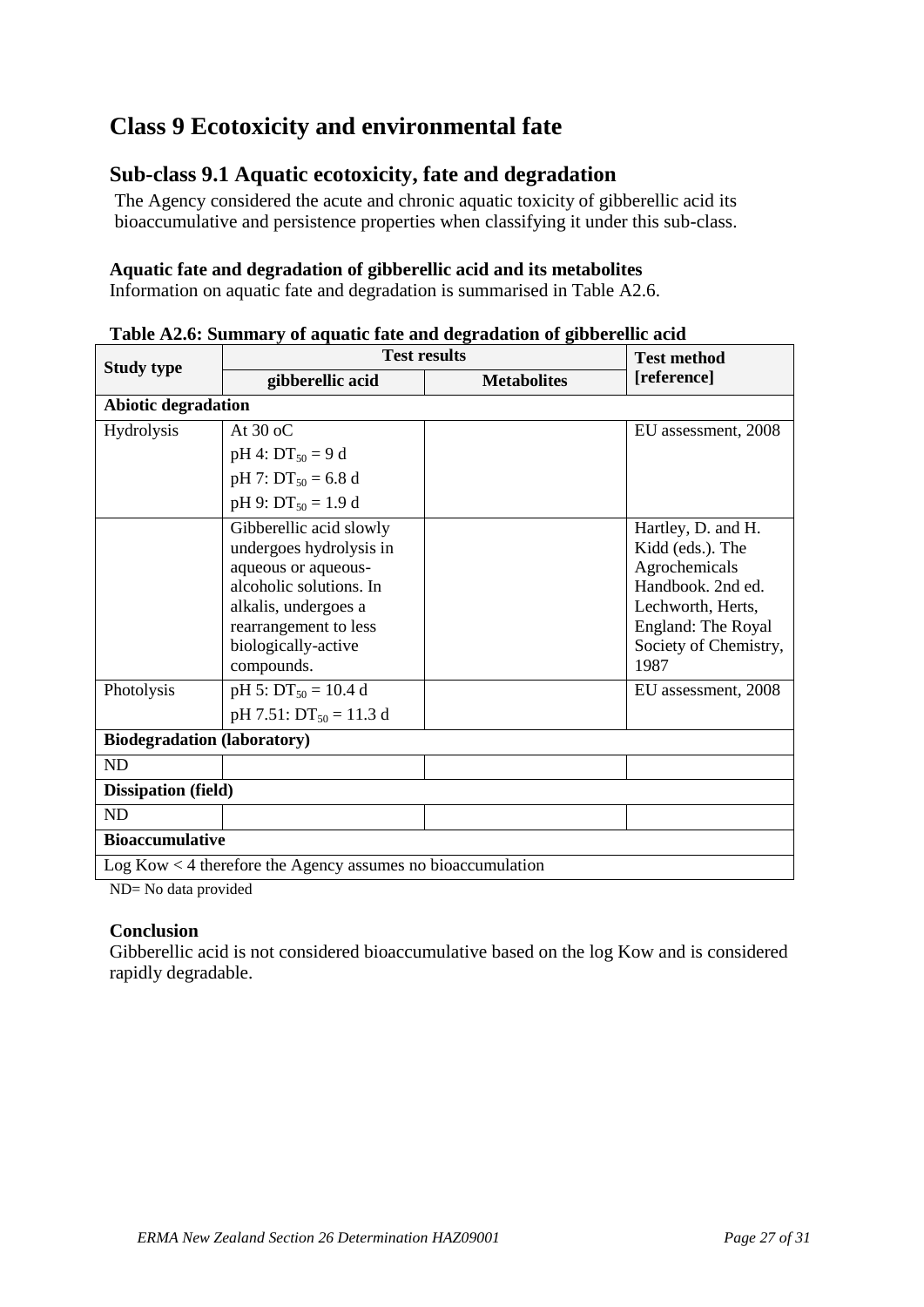# Class 9 Ecotoxicity and environmental fate

## Sub-class 9.1 Aquatic ecotoxicity, fate and degradation

The Agency considered the acute and chronic aquatic toxicity of gibberellic acid its bioaccumulative and persistence properties when classifying it under this sub-class.

### Aquatic fate and degradation of gibberellic acid and its metabolites

Information on aquatic fate and degradation is summarised in Table A2.6.

**Table A2.6: Summary of aquatic fate and degradation of gibberellic acid**

| Study type | Test results | | Test method [reference] |
|---|---|---|---|
| | gibberellic acid | Metabolites | |
| **Abiotic degradation** | | | |
| Hydrolysis | At 30 oC<br>pH 4: $DT_{50}$ = 9 d<br>pH 7: $DT_{50}$ = 6.8 d<br>pH 9: $DT_{50}$ = 1.9 d | | EU assessment, 2008 |
| | Gibberellic acid slowly undergoes hydrolysis in aqueous or aqueous-alcoholic solutions. In alkalis, undergoes a rearrangement to less biologically-active compounds. | | Hartley, D. and H. Kidd (eds.). The Agrochemicals Handbook. 2nd ed. Lechworth, Herts, England: The Royal Society of Chemistry, 1987 |
| Photolysis | pH 5: $DT_{50}$ = 10.4 d<br>pH 7.51: $DT_{50}$ = 11.3 d | | EU assessment, 2008 |
| **Biodegradation (laboratory)** | | | |
| ND | | | |
| **Dissipation (field)** | | | |
| ND | | | |
| **Bioaccumulative** | | | |
| Log Kow < 4 therefore the Agency assumes no bioaccumulation | | | |

ND= No data provided

### Conclusion

Gibberellic acid is not considered bioaccumulative based on the log Kow and is considered rapidly degradable.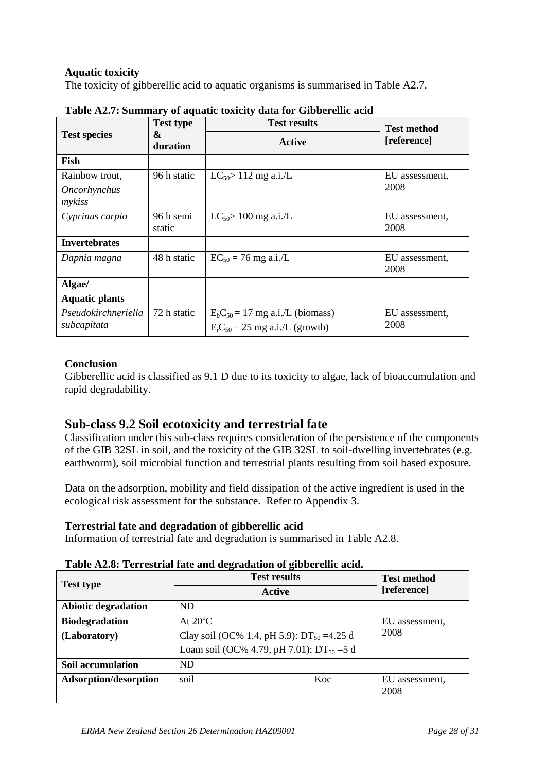**Aquatic toxicity**

The toxicity of gibberellic acid to aquatic organisms is summarised in Table A2.7.

**Table A2.7: Summary of aquatic toxicity data for Gibberellic acid**

| Test species | Test type & duration | Test results | Test method [reference] |
|---|---|---|---|
| | | Active | |
| **Fish** | | | |
| Rainbow trout, *Oncorhynchus mykiss* | 96 h static | $LC_{50}$> 112 mg a.i./L | EU assessment, 2008 |
| *Cyprinus carpio* | 96 h semi static | $LC_{50}$> 100 mg a.i./L | EU assessment, 2008 |
| **Invertebrates** | | | |
| *Dapnia magna* | 48 h static | $EC_{50}$ = 76 mg a.i./L | EU assessment, 2008 |
| **Algae/ Aquatic plants** | | | |
| *Pseudokirchneriella subcapitata* | 72 h static | $E_bC_{50}$ = 17 mg a.i./L (biomass)<br>$E_rC_{50}$ = 25 mg a.i./L (growth) | EU assessment, 2008 |

**Conclusion**

Gibberellic acid is classified as 9.1 D due to its toxicity to algae, lack of bioaccumulation and rapid degradability.

## Sub-class 9.2 Soil ecotoxicity and terrestrial fate

Classification under this sub-class requires consideration of the persistence of the components of the GIB 32SL in soil, and the toxicity of the GIB 32SL to soil-dwelling invertebrates (e.g. earthworm), soil microbial function and terrestrial plants resulting from soil based exposure.

Data on the adsorption, mobility and field dissipation of the active ingredient is used in the ecological risk assessment for the substance. Refer to Appendix 3.

**Terrestrial fate and degradation of gibberellic acid**

Information of terrestrial fate and degradation is summarised in Table A2.8.

**Table A2.8: Terrestrial fate and degradation of gibberellic acid.**

| Test type | Test results | | Test method [reference] |
|---|---|---|---|
| | Active | | |
| **Abiotic degradation** | ND | | |
| **Biodegradation (Laboratory)** | At 20°C<br>Clay soil (OC% 1.4, pH 5.9): $DT_{50}$ =4.25 d<br>Loam soil (OC% 4.79, pH 7.01): $DT_{50}$ =5 d | | EU assessment, 2008 |
| **Soil accumulation** | ND | | |
| **Adsorption/desorption** | soil | Koc | EU assessment, 2008 |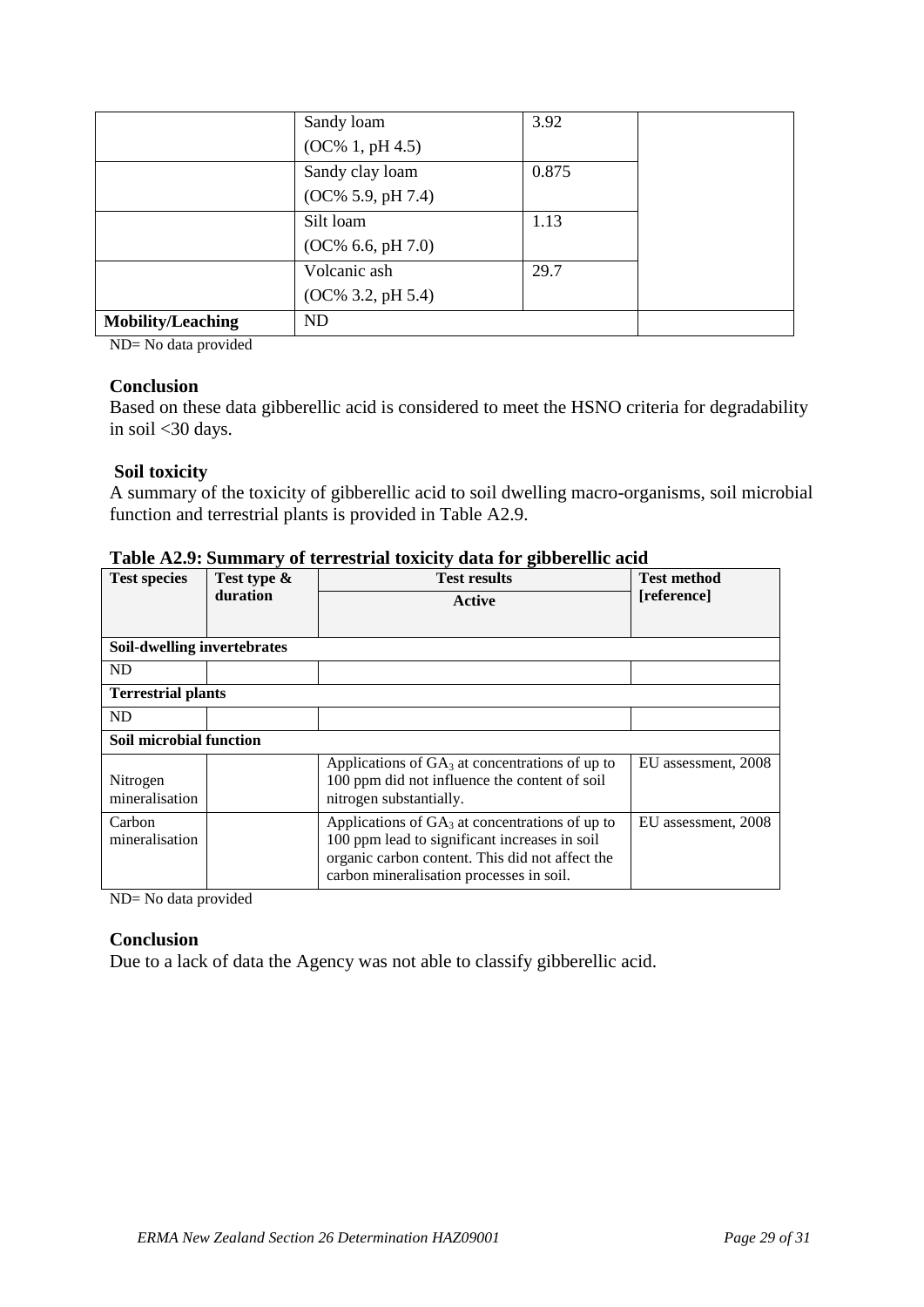| | | | |
|---|---|---|---|
| | Sandy loam (OC% 1, pH 4.5) | 3.92 | |
| | Sandy clay loam (OC% 5.9, pH 7.4) | 0.875 | |
| | Silt loam (OC% 6.6, pH 7.0) | 1.13 | |
| | Volcanic ash (OC% 3.2, pH 5.4) | 29.7 | |
| **Mobility/Leaching** | ND | | |

ND= No data provided

**Conclusion**

Based on these data gibberellic acid is considered to meet the HSNO criteria for degradability in soil <30 days.

**Soil toxicity**

A summary of the toxicity of gibberellic acid to soil dwelling macro-organisms, soil microbial function and terrestrial plants is provided in Table A2.9.

**Table A2.9: Summary of terrestrial toxicity data for gibberellic acid**

| Test species | Test type & duration | Test results | Test method [reference] |
|---|---|---|---|
| | | Active | |
| **Soil-dwelling invertebrates** | | | |
| ND | | | |
| **Terrestrial plants** | | | |
| ND | | | |
| **Soil microbial function** | | | |
| Nitrogen mineralisation | | Applications of $GA_3$ at concentrations of up to 100 ppm did not influence the content of soil nitrogen substantially. | EU assessment, 2008 |
| Carbon mineralisation | | Applications of $GA_3$ at concentrations of up to 100 ppm lead to significant increases in soil organic carbon content. This did not affect the carbon mineralisation processes in soil. | EU assessment, 2008 |

ND= No data provided

**Conclusion**

Due to a lack of data the Agency was not able to classify gibberellic acid.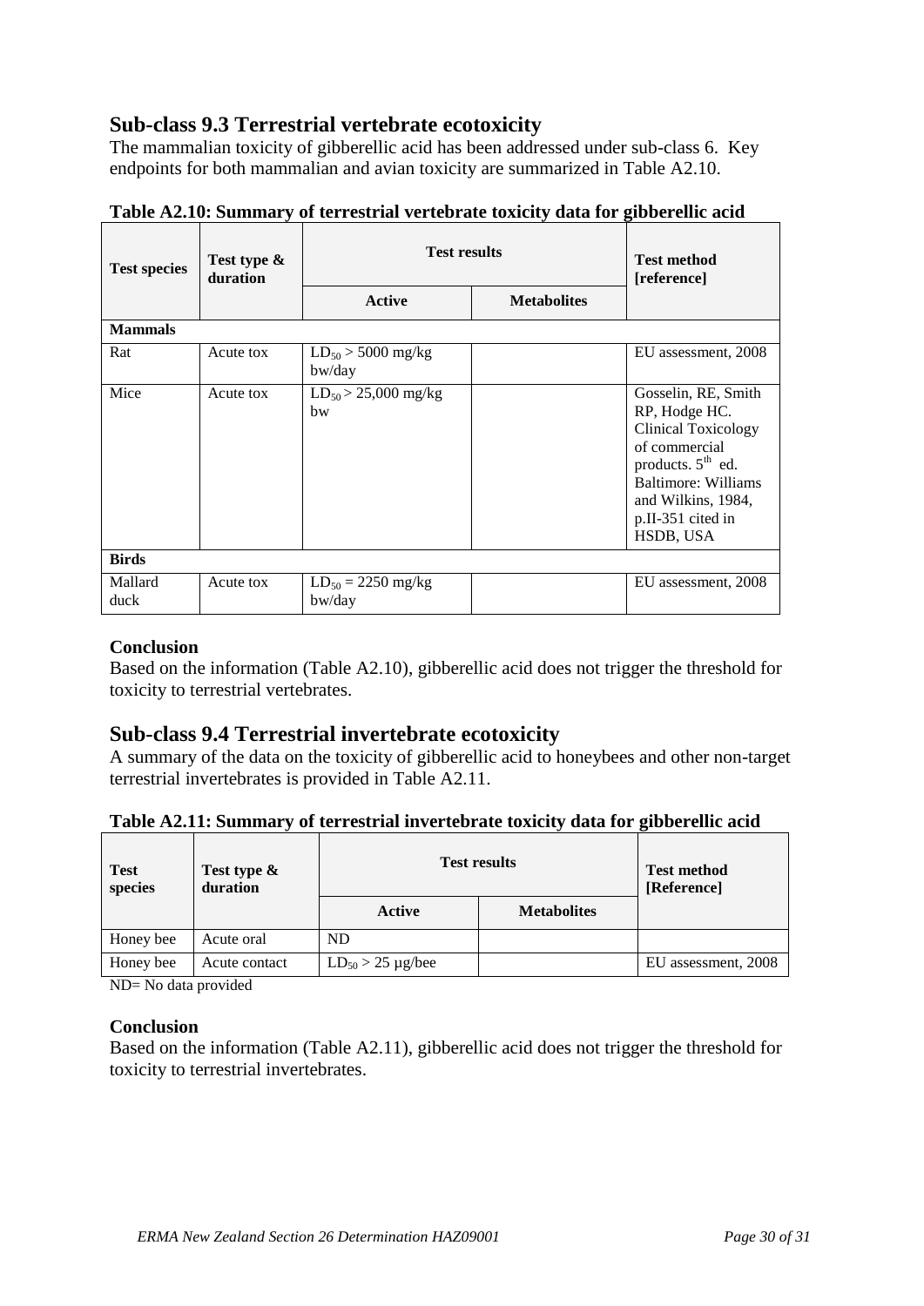## Sub-class 9.3 Terrestrial vertebrate ecotoxicity

The mammalian toxicity of gibberellic acid has been addressed under sub-class 6. Key endpoints for both mammalian and avian toxicity are summarized in Table A2.10.

**Table A2.10: Summary of terrestrial vertebrate toxicity data for gibberellic acid**

| Test species | Test type & duration | Test results | | Test method [reference] |
|---|---|---|---|---|
| | | Active | Metabolites | |
| **Mammals** | | | | |
| Rat | Acute tox | $LD_{50}$ > 5000 mg/kg bw/day | | EU assessment, 2008 |
| Mice | Acute tox | $LD_{50}$ > 25,000 mg/kg bw | | Gosselin, RE, Smith RP, Hodge HC. Clinical Toxicology of commercial products. 5th ed. Baltimore: Williams and Wilkins, 1984, p.II-351 cited in HSDB, USA |
| **Birds** | | | | |
| Mallard duck | Acute tox | $LD_{50}$ = 2250 mg/kg bw/day | | EU assessment, 2008 |

### Conclusion

Based on the information (Table A2.10), gibberellic acid does not trigger the threshold for toxicity to terrestrial vertebrates.

## Sub-class 9.4 Terrestrial invertebrate ecotoxicity

A summary of the data on the toxicity of gibberellic acid to honeybees and other non-target terrestrial invertebrates is provided in Table A2.11.

**Table A2.11: Summary of terrestrial invertebrate toxicity data for gibberellic acid**

| Test species | Test type & duration | Test results | | Test method [Reference] |
|---|---|---|---|---|
| | | Active | Metabolites | |
| Honey bee | Acute oral | ND | | |
| Honey bee | Acute contact | $LD_{50}$ > 25 µg/bee | | EU assessment, 2008 |

ND= No data provided

### Conclusion

Based on the information (Table A2.11), gibberellic acid does not trigger the threshold for toxicity to terrestrial invertebrates.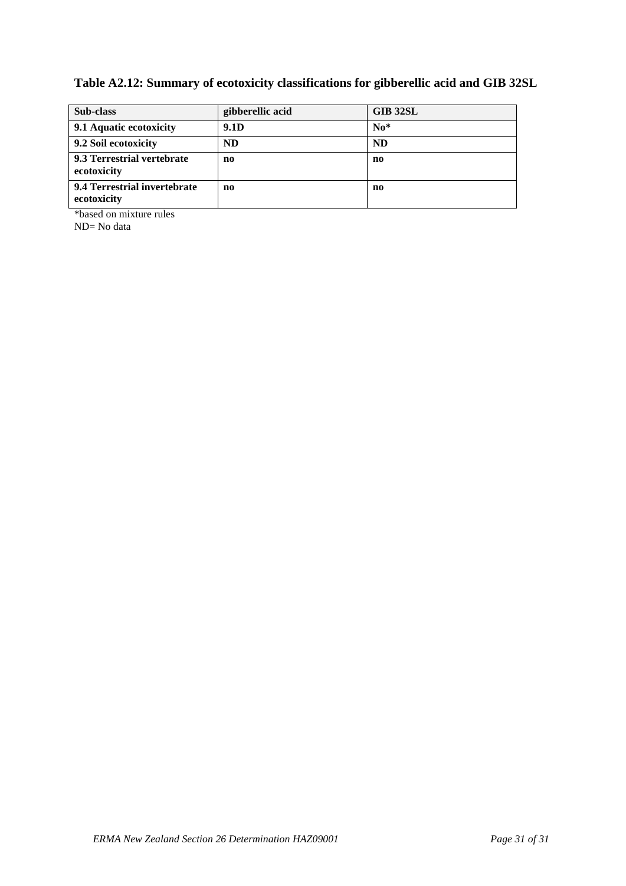**Table A2.12: Summary of ecotoxicity classifications for gibberellic acid and GIB 32SL**

| Sub-class | gibberellic acid | GIB 32SL |
|---|---|---|
| **9.1 Aquatic ecotoxicity** | **9.1D** | **No*** |
| **9.2 Soil ecotoxicity** | **ND** | **ND** |
| **9.3 Terrestrial vertebrate ecotoxicity** | **no** | **no** |
| **9.4 Terrestrial invertebrate ecotoxicity** | **no** | **no** |

*based on mixture rules
ND= No data